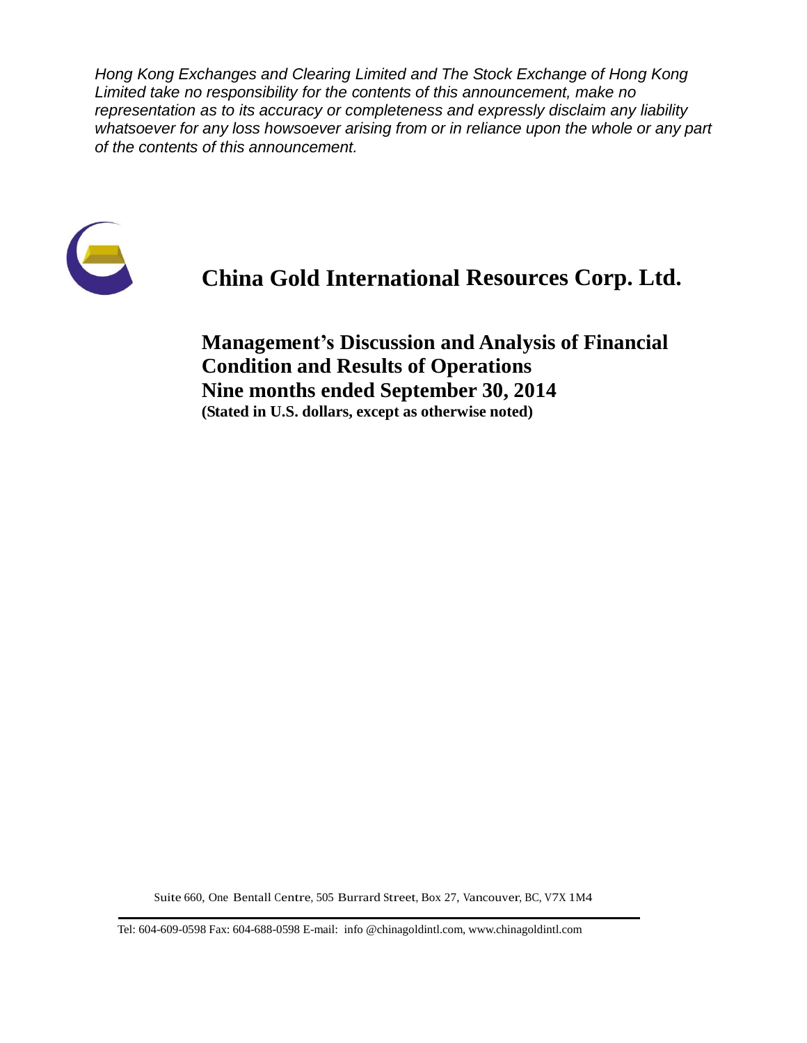*Hong Kong Exchanges and Clearing Limited and The Stock Exchange of Hong Kong Limited take no responsibility for the contents of this announcement, make no representation as to its accuracy or completeness and expressly disclaim any liability whatsoever for any loss howsoever arising from or in reliance upon the whole or any part of the contents of this announcement.*

# China Gold International Resources Corp. Ltd.

## Management's Discussion and Analysis of Financial Condition and Results of Operations Nine months ended September 30, 2014

**(Stated in U.S. dollars, except as otherwise noted)**

Suite 660, One Bentall Centre, 505 Burrard Street, Box 27, Vancouver, BC, V7X 1M4

Tel: 604-609-0598 Fax: 604-688-0598 E-mail: info @chinagoldintl.com, www.chinagoldintl.com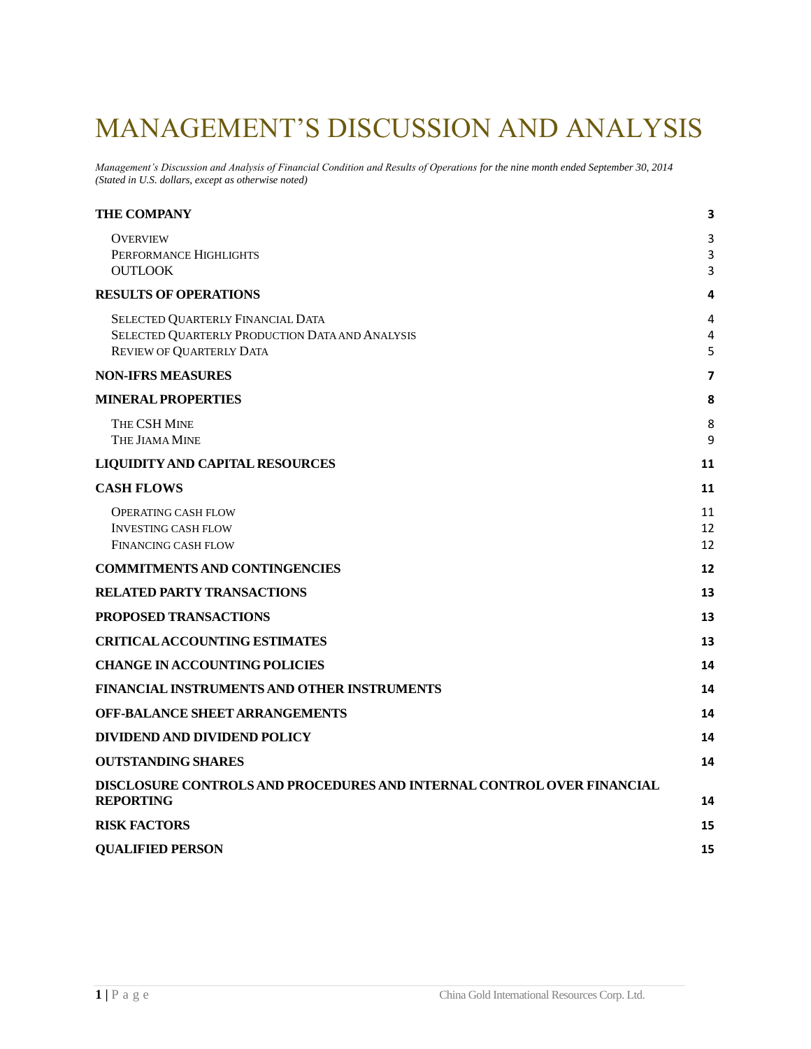# MANAGEMENT'S DISCUSSION AND ANALYSIS

*Management's Discussion and Analysis of Financial Condition and Results of Operations for the nine month ended September 30, 2014*
*(Stated in U.S. dollars, except as otherwise noted)*

| | |
|---|---|
| **THE COMPANY** | **3** |
| Overview | 3 |
| Performance Highlights | 3 |
| OUTLOOK | 3 |
| **RESULTS OF OPERATIONS** | **4** |
| Selected Quarterly Financial Data | 4 |
| Selected Quarterly Production Data and Analysis | 4 |
| Review of Quarterly Data | 5 |
| **NON-IFRS MEASURES** | **7** |
| **MINERAL PROPERTIES** | **8** |
| The CSH Mine | 8 |
| The Jiama Mine | 9 |
| **LIQUIDITY AND CAPITAL RESOURCES** | **11** |
| **CASH FLOWS** | **11** |
| Operating cash flow | 11 |
| Investing cash flow | 12 |
| Financing cash flow | 12 |
| **COMMITMENTS AND CONTINGENCIES** | **12** |
| **RELATED PARTY TRANSACTIONS** | **13** |
| **PROPOSED TRANSACTIONS** | **13** |
| **CRITICAL ACCOUNTING ESTIMATES** | **13** |
| **CHANGE IN ACCOUNTING POLICIES** | **14** |
| **FINANCIAL INSTRUMENTS AND OTHER INSTRUMENTS** | **14** |
| **OFF-BALANCE SHEET ARRANGEMENTS** | **14** |
| **DIVIDEND AND DIVIDEND POLICY** | **14** |
| **OUTSTANDING SHARES** | **14** |
| **DISCLOSURE CONTROLS AND PROCEDURES AND INTERNAL CONTROL OVER FINANCIAL REPORTING** | **14** |
| **RISK FACTORS** | **15** |
| **QUALIFIED PERSON** | **15** |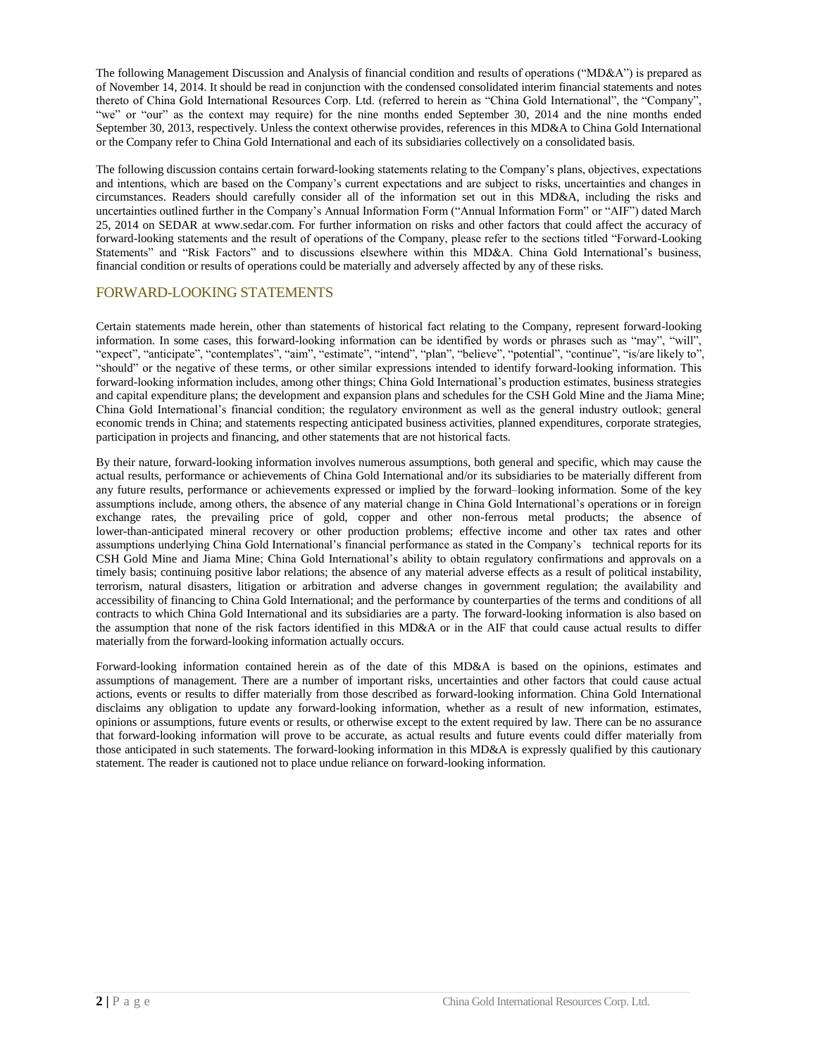The following Management Discussion and Analysis of financial condition and results of operations ("MD&A") is prepared as of November 14, 2014. It should be read in conjunction with the condensed consolidated interim financial statements and notes thereto of China Gold International Resources Corp. Ltd. (referred to herein as "China Gold International", the "Company", "we" or "our" as the context may require) for the nine months ended September 30, 2014 and the nine months ended September 30, 2013, respectively. Unless the context otherwise provides, references in this MD&A to China Gold International or the Company refer to China Gold International and each of its subsidiaries collectively on a consolidated basis.

The following discussion contains certain forward-looking statements relating to the Company's plans, objectives, expectations and intentions, which are based on the Company's current expectations and are subject to risks, uncertainties and changes in circumstances. Readers should carefully consider all of the information set out in this MD&A, including the risks and uncertainties outlined further in the Company's Annual Information Form ("Annual Information Form" or "AIF") dated March 25, 2014 on SEDAR at www.sedar.com. For further information on risks and other factors that could affect the accuracy of forward-looking statements and the result of operations of the Company, please refer to the sections titled "Forward-Looking Statements" and "Risk Factors" and to discussions elsewhere within this MD&A. China Gold International's business, financial condition or results of operations could be materially and adversely affected by any of these risks.

## FORWARD-LOOKING STATEMENTS

Certain statements made herein, other than statements of historical fact relating to the Company, represent forward-looking information. In some cases, this forward-looking information can be identified by words or phrases such as "may", "will", "expect", "anticipate", "contemplates", "aim", "estimate", "intend", "plan", "believe", "potential", "continue", "is/are likely to", "should" or the negative of these terms, or other similar expressions intended to identify forward-looking information. This forward-looking information includes, among other things; China Gold International's production estimates, business strategies and capital expenditure plans; the development and expansion plans and schedules for the CSH Gold Mine and the Jiama Mine; China Gold International's financial condition; the regulatory environment as well as the general industry outlook; general economic trends in China; and statements respecting anticipated business activities, planned expenditures, corporate strategies, participation in projects and financing, and other statements that are not historical facts.

By their nature, forward-looking information involves numerous assumptions, both general and specific, which may cause the actual results, performance or achievements of China Gold International and/or its subsidiaries to be materially different from any future results, performance or achievements expressed or implied by the forward–looking information. Some of the key assumptions include, among others, the absence of any material change in China Gold International's operations or in foreign exchange rates, the prevailing price of gold, copper and other non-ferrous metal products; the absence of lower-than-anticipated mineral recovery or other production problems; effective income and other tax rates and other assumptions underlying China Gold International's financial performance as stated in the Company's technical reports for its CSH Gold Mine and Jiama Mine; China Gold International's ability to obtain regulatory confirmations and approvals on a timely basis; continuing positive labor relations; the absence of any material adverse effects as a result of political instability, terrorism, natural disasters, litigation or arbitration and adverse changes in government regulation; the availability and accessibility of financing to China Gold International; and the performance by counterparties of the terms and conditions of all contracts to which China Gold International and its subsidiaries are a party. The forward-looking information is also based on the assumption that none of the risk factors identified in this MD&A or in the AIF that could cause actual results to differ materially from the forward-looking information actually occurs.

Forward-looking information contained herein as of the date of this MD&A is based on the opinions, estimates and assumptions of management. There are a number of important risks, uncertainties and other factors that could cause actual actions, events or results to differ materially from those described as forward-looking information. China Gold International disclaims any obligation to update any forward-looking information, whether as a result of new information, estimates, opinions or assumptions, future events or results, or otherwise except to the extent required by law. There can be no assurance that forward-looking information will prove to be accurate, as actual results and future events could differ materially from those anticipated in such statements. The forward-looking information in this MD&A is expressly qualified by this cautionary statement. The reader is cautioned not to place undue reliance on forward-looking information.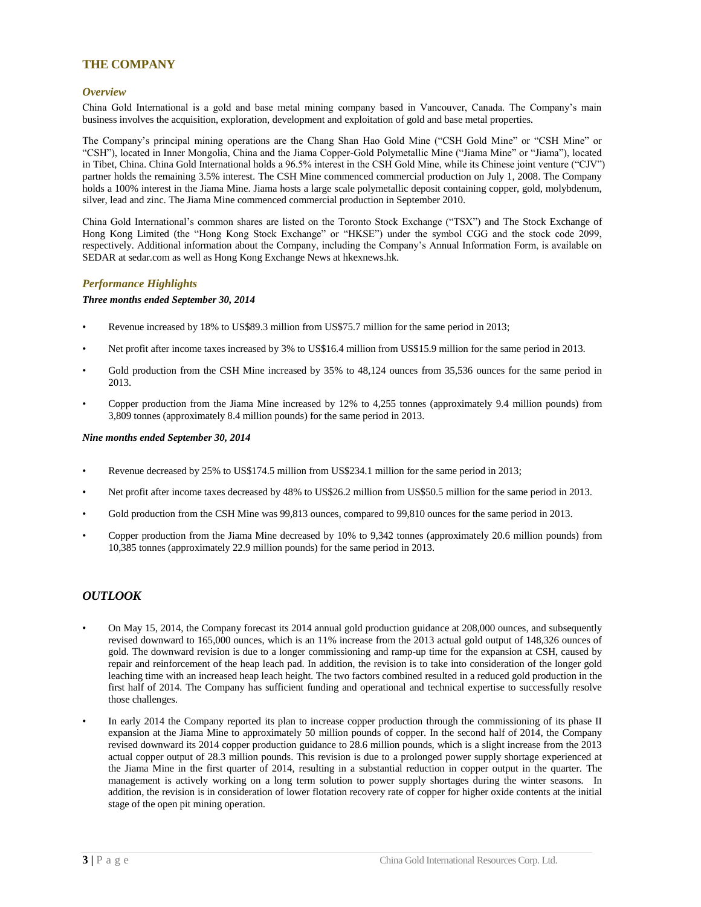## THE COMPANY

### *Overview*

China Gold International is a gold and base metal mining company based in Vancouver, Canada. The Company's main business involves the acquisition, exploration, development and exploitation of gold and base metal properties.

The Company's principal mining operations are the Chang Shan Hao Gold Mine ("CSH Gold Mine" or "CSH Mine" or "CSH"), located in Inner Mongolia, China and the Jiama Copper-Gold Polymetallic Mine ("Jiama Mine" or "Jiama"), located in Tibet, China. China Gold International holds a 96.5% interest in the CSH Gold Mine, while its Chinese joint venture ("CJV") partner holds the remaining 3.5% interest. The CSH Mine commenced commercial production on July 1, 2008. The Company holds a 100% interest in the Jiama Mine. Jiama hosts a large scale polymetallic deposit containing copper, gold, molybdenum, silver, lead and zinc. The Jiama Mine commenced commercial production in September 2010.

China Gold International's common shares are listed on the Toronto Stock Exchange ("TSX") and The Stock Exchange of Hong Kong Limited (the "Hong Kong Stock Exchange" or "HKSE") under the symbol CGG and the stock code 2099, respectively. Additional information about the Company, including the Company's Annual Information Form, is available on SEDAR at sedar.com as well as Hong Kong Exchange News at hkexnews.hk.

### *Performance Highlights*

***Three months ended September 30, 2014***

- Revenue increased by 18% to US$89.3 million from US$75.7 million for the same period in 2013;
- Net profit after income taxes increased by 3% to US$16.4 million from US$15.9 million for the same period in 2013.
- Gold production from the CSH Mine increased by 35% to 48,124 ounces from 35,536 ounces for the same period in 2013.
- Copper production from the Jiama Mine increased by 12% to 4,255 tonnes (approximately 9.4 million pounds) from 3,809 tonnes (approximately 8.4 million pounds) for the same period in 2013.

***Nine months ended September 30, 2014***

- Revenue decreased by 25% to US$174.5 million from US$234.1 million for the same period in 2013;
- Net profit after income taxes decreased by 48% to US$26.2 million from US$50.5 million for the same period in 2013.
- Gold production from the CSH Mine was 99,813 ounces, compared to 99,810 ounces for the same period in 2013.
- Copper production from the Jiama Mine decreased by 10% to 9,342 tonnes (approximately 20.6 million pounds) from 10,385 tonnes (approximately 22.9 million pounds) for the same period in 2013.

## *OUTLOOK*

- On May 15, 2014, the Company forecast its 2014 annual gold production guidance at 208,000 ounces, and subsequently revised downward to 165,000 ounces, which is an 11% increase from the 2013 actual gold output of 148,326 ounces of gold. The downward revision is due to a longer commissioning and ramp-up time for the expansion at CSH, caused by repair and reinforcement of the heap leach pad. In addition, the revision is to take into consideration of the longer gold leaching time with an increased heap leach height. The two factors combined resulted in a reduced gold production in the first half of 2014. The Company has sufficient funding and operational and technical expertise to successfully resolve those challenges.
- In early 2014 the Company reported its plan to increase copper production through the commissioning of its phase II expansion at the Jiama Mine to approximately 50 million pounds of copper. In the second half of 2014, the Company revised downward its 2014 copper production guidance to 28.6 million pounds, which is a slight increase from the 2013 actual copper output of 28.3 million pounds. This revision is due to a prolonged power supply shortage experienced at the Jiama Mine in the first quarter of 2014, resulting in a substantial reduction in copper output in the quarter. The management is actively working on a long term solution to power supply shortages during the winter seasons. In addition, the revision is in consideration of lower flotation recovery rate of copper for higher oxide contents at the initial stage of the open pit mining operation.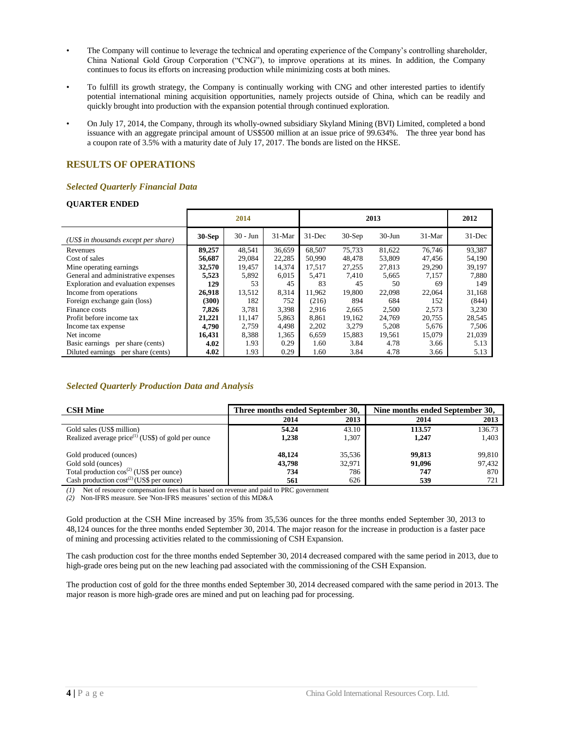- The Company will continue to leverage the technical and operating experience of the Company's controlling shareholder, China National Gold Group Corporation ("CNG"), to improve operations at its mines. In addition, the Company continues to focus its efforts on increasing production while minimizing costs at both mines.

- To fulfill its growth strategy, the Company is continually working with CNG and other interested parties to identify potential international mining acquisition opportunities, namely projects outside of China, which can be readily and quickly brought into production with the expansion potential through continued exploration.

- On July 17, 2014, the Company, through its wholly-owned subsidiary Skyland Mining (BVI) Limited, completed a bond issuance with an aggregate principal amount of US$500 million at an issue price of 99.634%. The three year bond has a coupon rate of 3.5% with a maturity date of July 17, 2017. The bonds are listed on the HKSE.

## RESULTS OF OPERATIONS

### *Selected Quarterly Financial Data*

**QUARTER ENDED**

| | 2014 | | | 2013 | | | | 2012 |
|---|---|---|---|---|---|---|---|---|
| *(US$ in thousands except per share)* | **30-Sep** | 30 - Jun | 31-Mar | 31-Dec | 30-Sep | 30-Jun | 31-Mar | 31-Dec |
| Revenues | **89,257** | 48,541 | 36,659 | 68,507 | 75,733 | 81,622 | 76,746 | 93,387 |
| Cost of sales | **56,687** | 29,084 | 22,285 | 50,990 | 48,478 | 53,809 | 47,456 | 54,190 |
| Mine operating earnings | **32,570** | 19,457 | 14,374 | 17,517 | 27,255 | 27,813 | 29,290 | 39,197 |
| General and administrative expenses | **5,523** | 5,892 | 6,015 | 5,471 | 7,410 | 5,665 | 7,157 | 7,880 |
| Exploration and evaluation expenses | **129** | 53 | 45 | 83 | 45 | 50 | 69 | 149 |
| Income from operations | **26,918** | 13,512 | 8,314 | 11,962 | 19,800 | 22,098 | 22,064 | 31,168 |
| Foreign exchange gain (loss) | **(300)** | 182 | 752 | (216) | 894 | 684 | 152 | (844) |
| Finance costs | **7,826** | 3,781 | 3,398 | 2,916 | 2,665 | 2,500 | 2,573 | 3,230 |
| Profit before income tax | **21,221** | 11,147 | 5,863 | 8,861 | 19,162 | 24,769 | 20,755 | 28,545 |
| Income tax expense | **4,790** | 2,759 | 4,498 | 2,202 | 3,279 | 5,208 | 5,676 | 7,506 |
| Net income | **16,431** | 8,388 | 1,365 | 6,659 | 15,883 | 19,561 | 15,079 | 21,039 |
| Basic earnings per share (cents) | **4.02** | 1.93 | 0.29 | 1.60 | 3.84 | 4.78 | 3.66 | 5.13 |
| Diluted earnings per share (cents) | **4.02** | 1.93 | 0.29 | 1.60 | 3.84 | 4.78 | 3.66 | 5.13 |

### *Selected Quarterly Production Data and Analysis*

| **CSH Mine** | **Three months ended September 30,** | | **Nine months ended September 30,** | |
|---|---|---|---|---|
| | **2014** | **2013** | **2014** | **2013** |
| Gold sales (US$ million) | **54.24** | 43.10 | **113.57** | 136.73 |
| Realized average price[(1)] (US$) of gold per ounce | **1,238** | 1,307 | **1,247** | 1,403 |
| Gold produced (ounces) | **48,124** | 35,536 | **99,813** | 99,810 |
| Gold sold (ounces) | **43,798** | 32,971 | **91,096** | 97,432 |
| Total production cost[(2)] (US$ per ounce) | **734** | 786 | **747** | 870 |
| Cash production cost[(2)] (US$ per ounce) | **561** | 626 | **539** | 721 |

*(1)* Net of resource compensation fees that is based on revenue and paid to PRC government
*(2)* Non-IFRS measure. See 'Non-IFRS measures' section of this MD&A

Gold production at the CSH Mine increased by 35% from 35,536 ounces for the three months ended September 30, 2013 to 48,124 ounces for the three months ended September 30, 2014. The major reason for the increase in production is a faster pace of mining and processing activities related to the commissioning of CSH Expansion.

The cash production cost for the three months ended September 30, 2014 decreased compared with the same period in 2013, due to high-grade ores being put on the new leaching pad associated with the commissioning of the CSH Expansion.

The production cost of gold for the three months ended September 30, 2014 decreased compared with the same period in 2013. The major reason is more high-grade ores are mined and put on leaching pad for processing.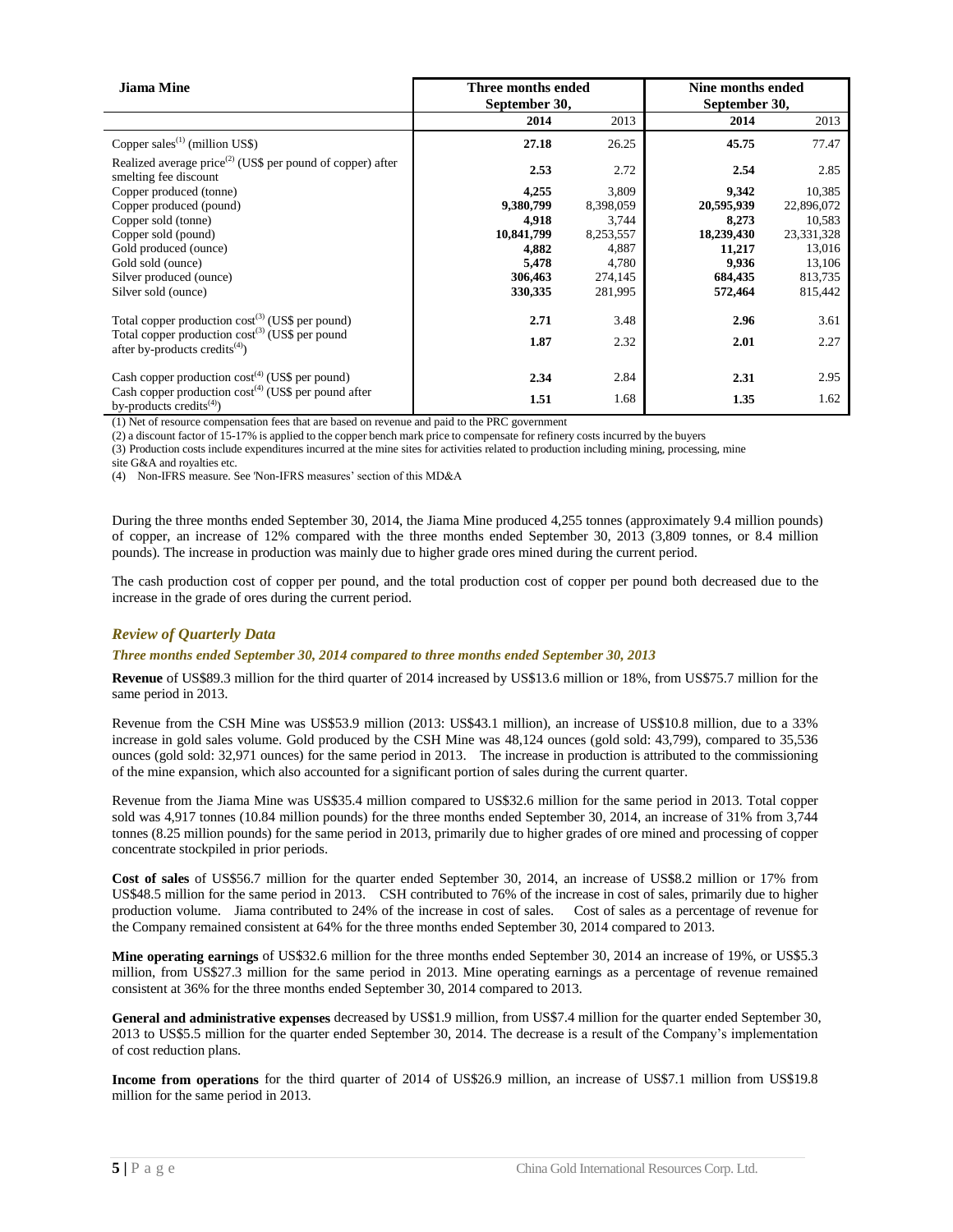| Jiama Mine | Three months ended September 30, | | Nine months ended September 30, | |
|---|---|---|---|---|
| | **2014** | 2013 | **2014** | 2013 |
| Copper sales[(1)] (million US$) | **27.18** | 26.25 | **45.75** | 77.47 |
| Realized average price[(2)] (US$ per pound of copper) after smelting fee discount | **2.53** | 2.72 | **2.54** | 2.85 |
| Copper produced (tonne) | **4,255** | 3,809 | **9,342** | 10,385 |
| Copper produced (pound) | **9,380,799** | 8,398,059 | **20,595,939** | 22,896,072 |
| Copper sold (tonne) | **4,918** | 3,744 | **8,273** | 10,583 |
| Copper sold (pound) | **10,841,799** | 8,253,557 | **18,239,430** | 23,331,328 |
| Gold produced (ounce) | **4,882** | 4,887 | **11,217** | 13,016 |
| Gold sold (ounce) | **5,478** | 4,780 | **9,936** | 13,106 |
| Silver produced (ounce) | **306,463** | 274,145 | **684,435** | 813,735 |
| Silver sold (ounce) | **330,335** | 281,995 | **572,464** | 815,442 |
| Total copper production cost[(3)] (US$ per pound) | **2.71** | 3.48 | **2.96** | 3.61 |
| Total copper production cost[(3)] (US$ per pound after by-products credits[(4)]) | **1.87** | 2.32 | **2.01** | 2.27 |
| Cash copper production cost[(4)] (US$ per pound) | **2.34** | 2.84 | **2.31** | 2.95 |
| Cash copper production cost[(4)] (US$ per pound after by-products credits[(4)]) | **1.51** | 1.68 | **1.35** | 1.62 |

(1) Net of resource compensation fees that are based on revenue and paid to the PRC government

(2) a discount factor of 15-17% is applied to the copper bench mark price to compensate for refinery costs incurred by the buyers

(3) Production costs include expenditures incurred at the mine sites for activities related to production including mining, processing, mine site G&A and royalties etc.

(4) Non-IFRS measure. See 'Non-IFRS measures' section of this MD&A

During the three months ended September 30, 2014, the Jiama Mine produced 4,255 tonnes (approximately 9.4 million pounds) of copper, an increase of 12% compared with the three months ended September 30, 2013 (3,809 tonnes, or 8.4 million pounds). The increase in production was mainly due to higher grade ores mined during the current period.

The cash production cost of copper per pound, and the total production cost of copper per pound both decreased due to the increase in the grade of ores during the current period.

## *Review of Quarterly Data*

### *Three months ended September 30, 2014 compared to three months ended September 30, 2013*

**Revenue** of US$89.3 million for the third quarter of 2014 increased by US$13.6 million or 18%, from US$75.7 million for the same period in 2013.

Revenue from the CSH Mine was US$53.9 million (2013: US$43.1 million), an increase of US$10.8 million, due to a 33% increase in gold sales volume. Gold produced by the CSH Mine was 48,124 ounces (gold sold: 43,799), compared to 35,536 ounces (gold sold: 32,971 ounces) for the same period in 2013. The increase in production is attributed to the commissioning of the mine expansion, which also accounted for a significant portion of sales during the current quarter.

Revenue from the Jiama Mine was US$35.4 million compared to US$32.6 million for the same period in 2013. Total copper sold was 4,917 tonnes (10.84 million pounds) for the three months ended September 30, 2014, an increase of 31% from 3,744 tonnes (8.25 million pounds) for the same period in 2013, primarily due to higher grades of ore mined and processing of copper concentrate stockpiled in prior periods.

**Cost of sales** of US$56.7 million for the quarter ended September 30, 2014, an increase of US$8.2 million or 17% from US$48.5 million for the same period in 2013. CSH contributed to 76% of the increase in cost of sales, primarily due to higher production volume. Jiama contributed to 24% of the increase in cost of sales. Cost of sales as a percentage of revenue for the Company remained consistent at 64% for the three months ended September 30, 2014 compared to 2013.

**Mine operating earnings** of US$32.6 million for the three months ended September 30, 2014 an increase of 19%, or US$5.3 million, from US$27.3 million for the same period in 2013. Mine operating earnings as a percentage of revenue remained consistent at 36% for the three months ended September 30, 2014 compared to 2013.

**General and administrative expenses** decreased by US$1.9 million, from US$7.4 million for the quarter ended September 30, 2013 to US$5.5 million for the quarter ended September 30, 2014. The decrease is a result of the Company's implementation of cost reduction plans.

**Income from operations** for the third quarter of 2014 of US$26.9 million, an increase of US$7.1 million from US$19.8 million for the same period in 2013.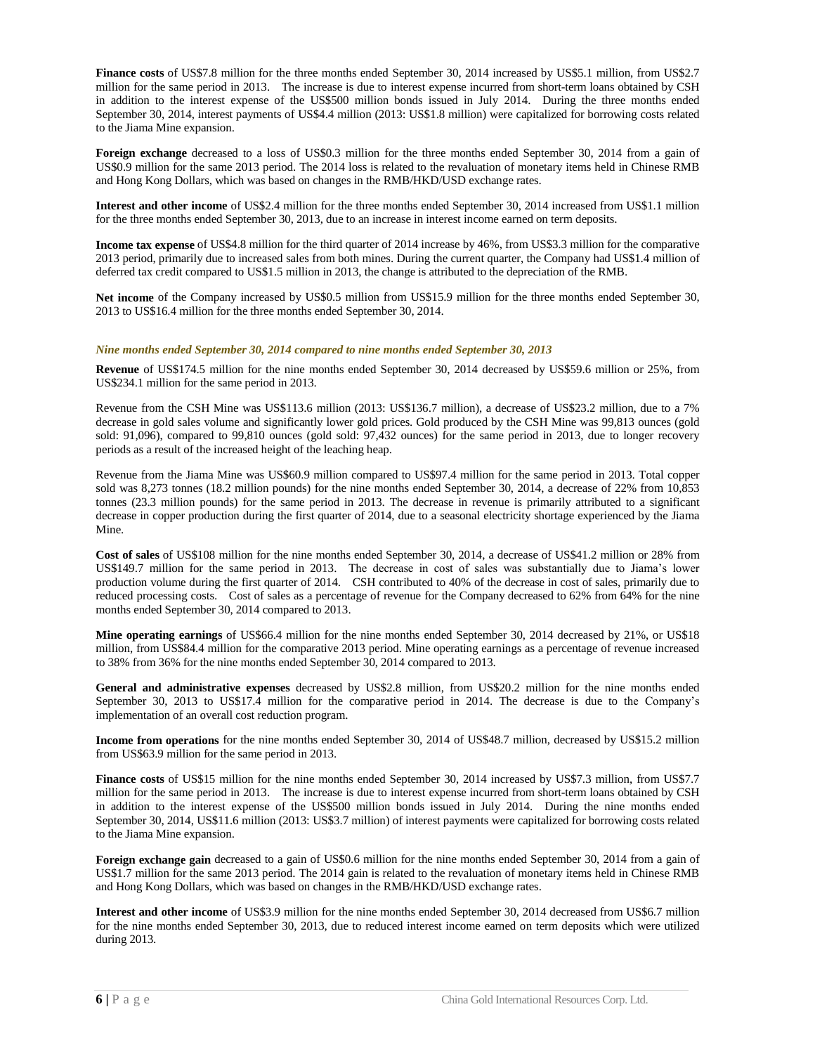**Finance costs** of US$7.8 million for the three months ended September 30, 2014 increased by US$5.1 million, from US$2.7 million for the same period in 2013. The increase is due to interest expense incurred from short-term loans obtained by CSH in addition to the interest expense of the US$500 million bonds issued in July 2014. During the three months ended September 30, 2014, interest payments of US$4.4 million (2013: US$1.8 million) were capitalized for borrowing costs related to the Jiama Mine expansion.

**Foreign exchange** decreased to a loss of US$0.3 million for the three months ended September 30, 2014 from a gain of US$0.9 million for the same 2013 period. The 2014 loss is related to the revaluation of monetary items held in Chinese RMB and Hong Kong Dollars, which was based on changes in the RMB/HKD/USD exchange rates.

**Interest and other income** of US$2.4 million for the three months ended September 30, 2014 increased from US$1.1 million for the three months ended September 30, 2013, due to an increase in interest income earned on term deposits.

**Income tax expense** of US$4.8 million for the third quarter of 2014 increase by 46%, from US$3.3 million for the comparative 2013 period, primarily due to increased sales from both mines. During the current quarter, the Company had US$1.4 million of deferred tax credit compared to US$1.5 million in 2013, the change is attributed to the depreciation of the RMB.

**Net income** of the Company increased by US$0.5 million from US$15.9 million for the three months ended September 30, 2013 to US$16.4 million for the three months ended September 30, 2014.

### *Nine months ended September 30, 2014 compared to nine months ended September 30, 2013*

**Revenue** of US$174.5 million for the nine months ended September 30, 2014 decreased by US$59.6 million or 25%, from US$234.1 million for the same period in 2013.

Revenue from the CSH Mine was US$113.6 million (2013: US$136.7 million), a decrease of US$23.2 million, due to a 7% decrease in gold sales volume and significantly lower gold prices. Gold produced by the CSH Mine was 99,813 ounces (gold sold: 91,096), compared to 99,810 ounces (gold sold: 97,432 ounces) for the same period in 2013, due to longer recovery periods as a result of the increased height of the leaching heap.

Revenue from the Jiama Mine was US$60.9 million compared to US$97.4 million for the same period in 2013. Total copper sold was 8,273 tonnes (18.2 million pounds) for the nine months ended September 30, 2014, a decrease of 22% from 10,853 tonnes (23.3 million pounds) for the same period in 2013. The decrease in revenue is primarily attributed to a significant decrease in copper production during the first quarter of 2014, due to a seasonal electricity shortage experienced by the Jiama Mine.

**Cost of sales** of US$108 million for the nine months ended September 30, 2014, a decrease of US$41.2 million or 28% from US$149.7 million for the same period in 2013. The decrease in cost of sales was substantially due to Jiama's lower production volume during the first quarter of 2014. CSH contributed to 40% of the decrease in cost of sales, primarily due to reduced processing costs. Cost of sales as a percentage of revenue for the Company decreased to 62% from 64% for the nine months ended September 30, 2014 compared to 2013.

**Mine operating earnings** of US$66.4 million for the nine months ended September 30, 2014 decreased by 21%, or US$18 million, from US$84.4 million for the comparative 2013 period. Mine operating earnings as a percentage of revenue increased to 38% from 36% for the nine months ended September 30, 2014 compared to 2013.

**General and administrative expenses** decreased by US$2.8 million, from US$20.2 million for the nine months ended September 30, 2013 to US$17.4 million for the comparative period in 2014. The decrease is due to the Company's implementation of an overall cost reduction program.

**Income from operations** for the nine months ended September 30, 2014 of US$48.7 million, decreased by US$15.2 million from US$63.9 million for the same period in 2013.

**Finance costs** of US$15 million for the nine months ended September 30, 2014 increased by US$7.3 million, from US$7.7 million for the same period in 2013. The increase is due to interest expense incurred from short-term loans obtained by CSH in addition to the interest expense of the US$500 million bonds issued in July 2014. During the nine months ended September 30, 2014, US$11.6 million (2013: US$3.7 million) of interest payments were capitalized for borrowing costs related to the Jiama Mine expansion.

**Foreign exchange gain** decreased to a gain of US$0.6 million for the nine months ended September 30, 2014 from a gain of US$1.7 million for the same 2013 period. The 2014 gain is related to the revaluation of monetary items held in Chinese RMB and Hong Kong Dollars, which was based on changes in the RMB/HKD/USD exchange rates.

**Interest and other income** of US$3.9 million for the nine months ended September 30, 2014 decreased from US$6.7 million for the nine months ended September 30, 2013, due to reduced interest income earned on term deposits which were utilized during 2013.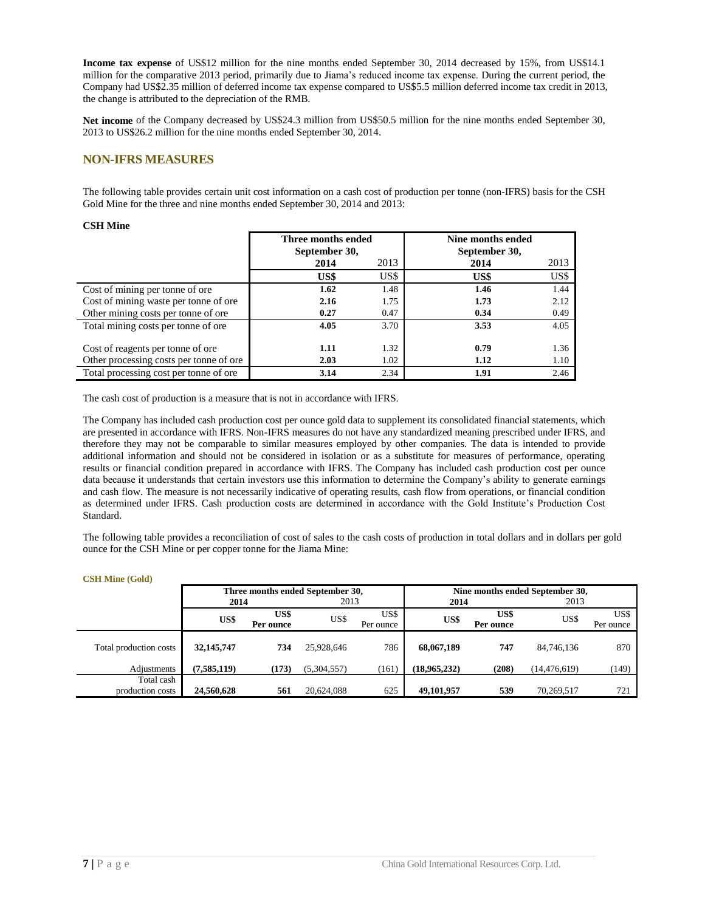**Income tax expense** of US$12 million for the nine months ended September 30, 2014 decreased by 15%, from US$14.1 million for the comparative 2013 period, primarily due to Jiama's reduced income tax expense. During the current period, the Company had US$2.35 million of deferred income tax expense compared to US$5.5 million deferred income tax credit in 2013, the change is attributed to the depreciation of the RMB.

**Net income** of the Company decreased by US$24.3 million from US$50.5 million for the nine months ended September 30, 2013 to US$26.2 million for the nine months ended September 30, 2014.

## NON-IFRS MEASURES

The following table provides certain unit cost information on a cash cost of production per tonne (non-IFRS) basis for the CSH Gold Mine for the three and nine months ended September 30, 2014 and 2013:

**CSH Mine**

| | Three months ended September 30, | | Nine months ended September 30, | |
|---|---|---|---|---|
| | **2014** | 2013 | **2014** | 2013 |
| | **US$** | US$ | **US$** | US$ |
| Cost of mining per tonne of ore | **1.62** | 1.48 | **1.46** | 1.44 |
| Cost of mining waste per tonne of ore | **2.16** | 1.75 | **1.73** | 2.12 |
| Other mining costs per tonne of ore | **0.27** | 0.47 | **0.34** | 0.49 |
| Total mining costs per tonne of ore | **4.05** | 3.70 | **3.53** | 4.05 |
| Cost of reagents per tonne of ore | **1.11** | 1.32 | **0.79** | 1.36 |
| Other processing costs per tonne of ore | **2.03** | 1.02 | **1.12** | 1.10 |
| Total processing cost per tonne of ore | **3.14** | 2.34 | **1.91** | 2.46 |

The cash cost of production is a measure that is not in accordance with IFRS.

The Company has included cash production cost per ounce gold data to supplement its consolidated financial statements, which are presented in accordance with IFRS. Non-IFRS measures do not have any standardized meaning prescribed under IFRS, and therefore they may not be comparable to similar measures employed by other companies. The data is intended to provide additional information and should not be considered in isolation or as a substitute for measures of performance, operating results or financial condition prepared in accordance with IFRS. The Company has included cash production cost per ounce data because it understands that certain investors use this information to determine the Company's ability to generate earnings and cash flow. The measure is not necessarily indicative of operating results, cash flow from operations, or financial condition as determined under IFRS. Cash production costs are determined in accordance with the Gold Institute's Production Cost Standard.

The following table provides a reconciliation of cost of sales to the cash costs of production in total dollars and in dollars per gold ounce for the CSH Mine or per copper tonne for the Jiama Mine:

**CSH Mine (Gold)**

| | Three months ended September 30, | | | | Nine months ended September 30, | | | |
|---|---|---|---|---|---|---|---|---|
| | **2014** | | 2013 | | **2014** | | 2013 | |
| | **US$** | **US$ Per ounce** | US$ | US$ Per ounce | **US$** | **US$ Per ounce** | US$ | US$ Per ounce |
| Total production costs | **32,145,747** | **734** | 25,928,646 | 786 | **68,067,189** | **747** | 84,746,136 | 870 |
| Adjustments | **(7,585,119)** | **(173)** | (5,304,557) | (161) | **(18,965,232)** | **(208)** | (14,476,619) | (149) |
| Total cash production costs | **24,560,628** | **561** | 20,624,088 | 625 | **49,101,957** | **539** | 70,269,517 | 721 |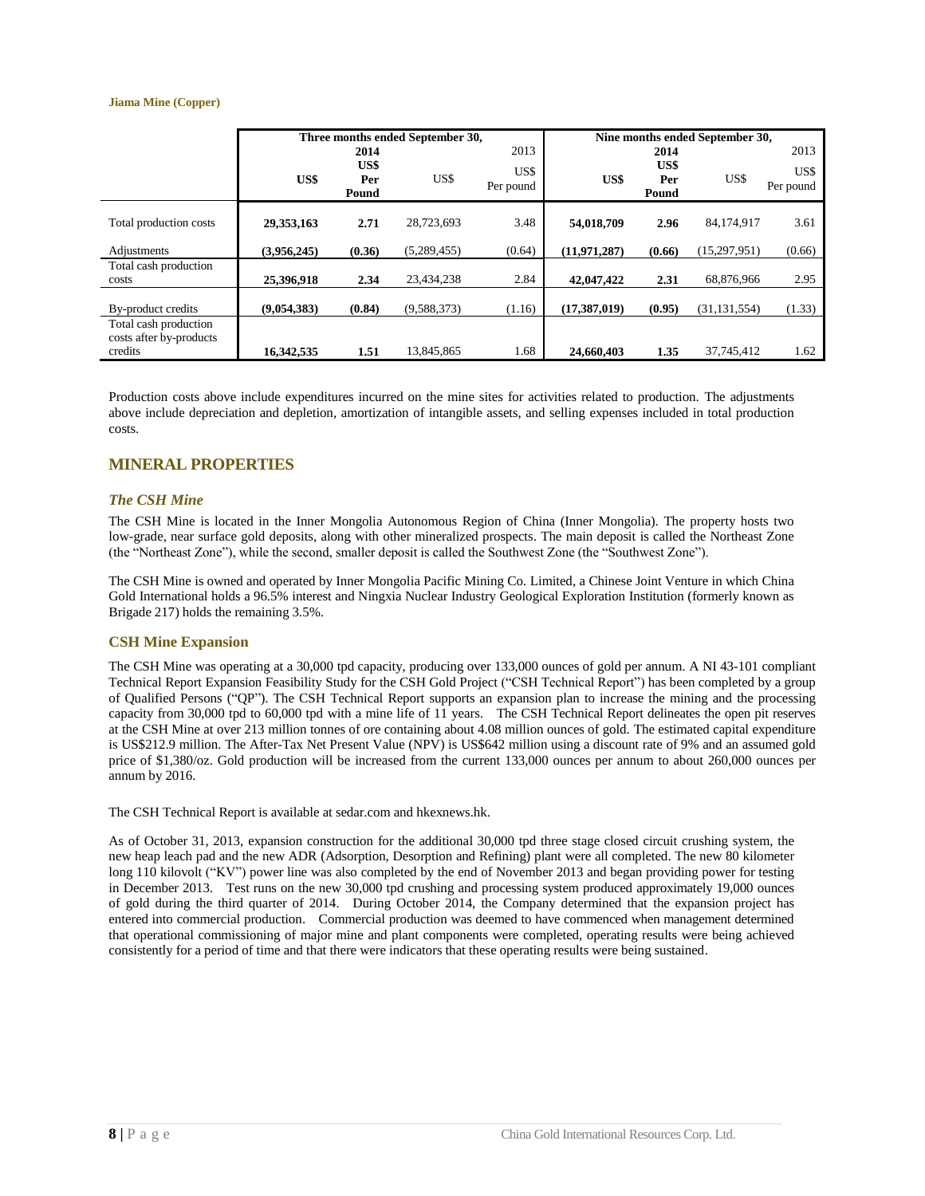**Jiama Mine (Copper)**

| | Three months ended September 30, | | | | Nine months ended September 30, | | | |
|---|---|---|---|---|---|---|---|---|
| | **2014** | | 2013 | | **2014** | | 2013 | |
| | **US$** | **US$ Per Pound** | US$ | US$ Per pound | **US$** | **US$ Per Pound** | US$ | US$ Per pound |
| Total production costs | **29,353,163** | **2.71** | 28,723,693 | 3.48 | **54,018,709** | **2.96** | 84,174,917 | 3.61 |
| Adjustments | **(3,956,245)** | **(0.36)** | (5,289,455) | (0.64) | **(11,971,287)** | **(0.66)** | (15,297,951) | (0.66) |
| Total cash production costs | **25,396,918** | **2.34** | 23,434,238 | 2.84 | **42,047,422** | **2.31** | 68,876,966 | 2.95 |
| By-product credits | **(9,054,383)** | **(0.84)** | (9,588,373) | (1.16) | **(17,387,019)** | **(0.95)** | (31,131,554) | (1.33) |
| Total cash production costs after by-products credits | **16,342,535** | **1.51** | 13,845,865 | 1.68 | **24,660,403** | **1.35** | 37,745,412 | 1.62 |

Production costs above include expenditures incurred on the mine sites for activities related to production. The adjustments above include depreciation and depletion, amortization of intangible assets, and selling expenses included in total production costs.

## MINERAL PROPERTIES

### *The CSH Mine*

The CSH Mine is located in the Inner Mongolia Autonomous Region of China (Inner Mongolia). The property hosts two low-grade, near surface gold deposits, along with other mineralized prospects. The main deposit is called the Northeast Zone (the "Northeast Zone"), while the second, smaller deposit is called the Southwest Zone (the "Southwest Zone").

The CSH Mine is owned and operated by Inner Mongolia Pacific Mining Co. Limited, a Chinese Joint Venture in which China Gold International holds a 96.5% interest and Ningxia Nuclear Industry Geological Exploration Institution (formerly known as Brigade 217) holds the remaining 3.5%.

### CSH Mine Expansion

The CSH Mine was operating at a 30,000 tpd capacity, producing over 133,000 ounces of gold per annum. A NI 43-101 compliant Technical Report Expansion Feasibility Study for the CSH Gold Project ("CSH Technical Report") has been completed by a group of Qualified Persons ("QP"). The CSH Technical Report supports an expansion plan to increase the mining and the processing capacity from 30,000 tpd to 60,000 tpd with a mine life of 11 years. The CSH Technical Report delineates the open pit reserves at the CSH Mine at over 213 million tonnes of ore containing about 4.08 million ounces of gold. The estimated capital expenditure is US$212.9 million. The After-Tax Net Present Value (NPV) is US$642 million using a discount rate of 9% and an assumed gold price of $1,380/oz. Gold production will be increased from the current 133,000 ounces per annum to about 260,000 ounces per annum by 2016.

The CSH Technical Report is available at sedar.com and hkexnews.hk.

As of October 31, 2013, expansion construction for the additional 30,000 tpd three stage closed circuit crushing system, the new heap leach pad and the new ADR (Adsorption, Desorption and Refining) plant were all completed. The new 80 kilometer long 110 kilovolt ("KV") power line was also completed by the end of November 2013 and began providing power for testing in December 2013. Test runs on the new 30,000 tpd crushing and processing system produced approximately 19,000 ounces of gold during the third quarter of 2014. During October 2014, the Company determined that the expansion project has entered into commercial production. Commercial production was deemed to have commenced when management determined that operational commissioning of major mine and plant components were completed, operating results were being achieved consistently for a period of time and that there were indicators that these operating results were being sustained.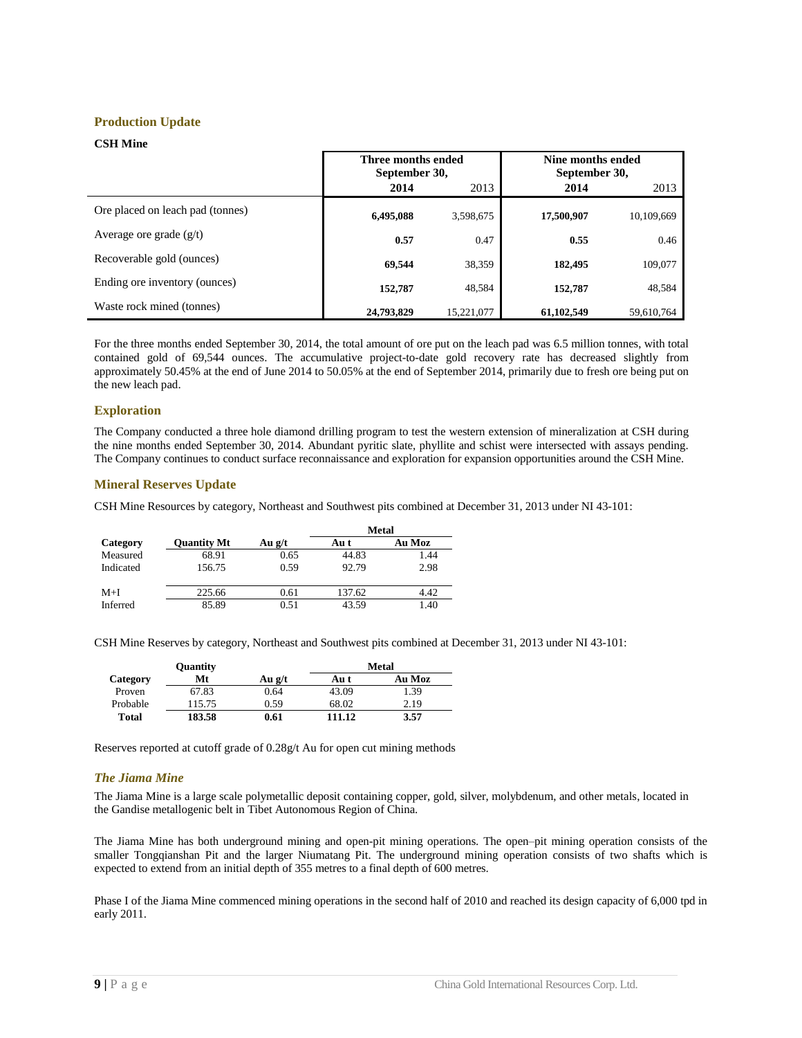## Production Update

**CSH Mine**

| | Three months ended September 30, | | Nine months ended September 30, | |
|---|---|---|---|---|
| | **2014** | 2013 | **2014** | 2013 |
| Ore placed on leach pad (tonnes) | **6,495,088** | 3,598,675 | **17,500,907** | 10,109,669 |
| Average ore grade (g/t) | **0.57** | 0.47 | **0.55** | 0.46 |
| Recoverable gold (ounces) | **69,544** | 38,359 | **182,495** | 109,077 |
| Ending ore inventory (ounces) | **152,787** | 48,584 | **152,787** | 48,584 |
| Waste rock mined (tonnes) | **24,793,829** | 15,221,077 | **61,102,549** | 59,610,764 |

For the three months ended September 30, 2014, the total amount of ore put on the leach pad was 6.5 million tonnes, with total contained gold of 69,544 ounces. The accumulative project-to-date gold recovery rate has decreased slightly from approximately 50.45% at the end of June 2014 to 50.05% at the end of September 2014, primarily due to fresh ore being put on the new leach pad.

## Exploration

The Company conducted a three hole diamond drilling program to test the western extension of mineralization at CSH during the nine months ended September 30, 2014. Abundant pyritic slate, phyllite and schist were intersected with assays pending. The Company continues to conduct surface reconnaissance and exploration for expansion opportunities around the CSH Mine.

## Mineral Reserves Update

CSH Mine Resources by category, Northeast and Southwest pits combined at December 31, 2013 under NI 43-101:

| | | | Metal | |
|---|---|---|---|---|
| **Category** | **Quantity Mt** | **Au g/t** | **Au t** | **Au Moz** |
| Measured | 68.91 | 0.65 | 44.83 | 1.44 |
| Indicated | 156.75 | 0.59 | 92.79 | 2.98 |
| M+I | 225.66 | 0.61 | 137.62 | 4.42 |
| Inferred | 85.89 | 0.51 | 43.59 | 1.40 |

CSH Mine Reserves by category, Northeast and Southwest pits combined at December 31, 2013 under NI 43-101:

| | Quantity | | Metal | |
|---|---|---|---|---|
| **Category** | **Mt** | **Au g/t** | **Au t** | **Au Moz** |
| Proven | 67.83 | 0.64 | 43.09 | 1.39 |
| Probable | 115.75 | 0.59 | 68.02 | 2.19 |
| **Total** | **183.58** | **0.61** | **111.12** | **3.57** |

Reserves reported at cutoff grade of 0.28g/t Au for open cut mining methods

### *The Jiama Mine*

The Jiama Mine is a large scale polymetallic deposit containing copper, gold, silver, molybdenum, and other metals, located in the Gandise metallogenic belt in Tibet Autonomous Region of China.

The Jiama Mine has both underground mining and open-pit mining operations. The open–pit mining operation consists of the smaller Tongqianshan Pit and the larger Niumatang Pit. The underground mining operation consists of two shafts which is expected to extend from an initial depth of 355 metres to a final depth of 600 metres.

Phase I of the Jiama Mine commenced mining operations in the second half of 2010 and reached its design capacity of 6,000 tpd in early 2011.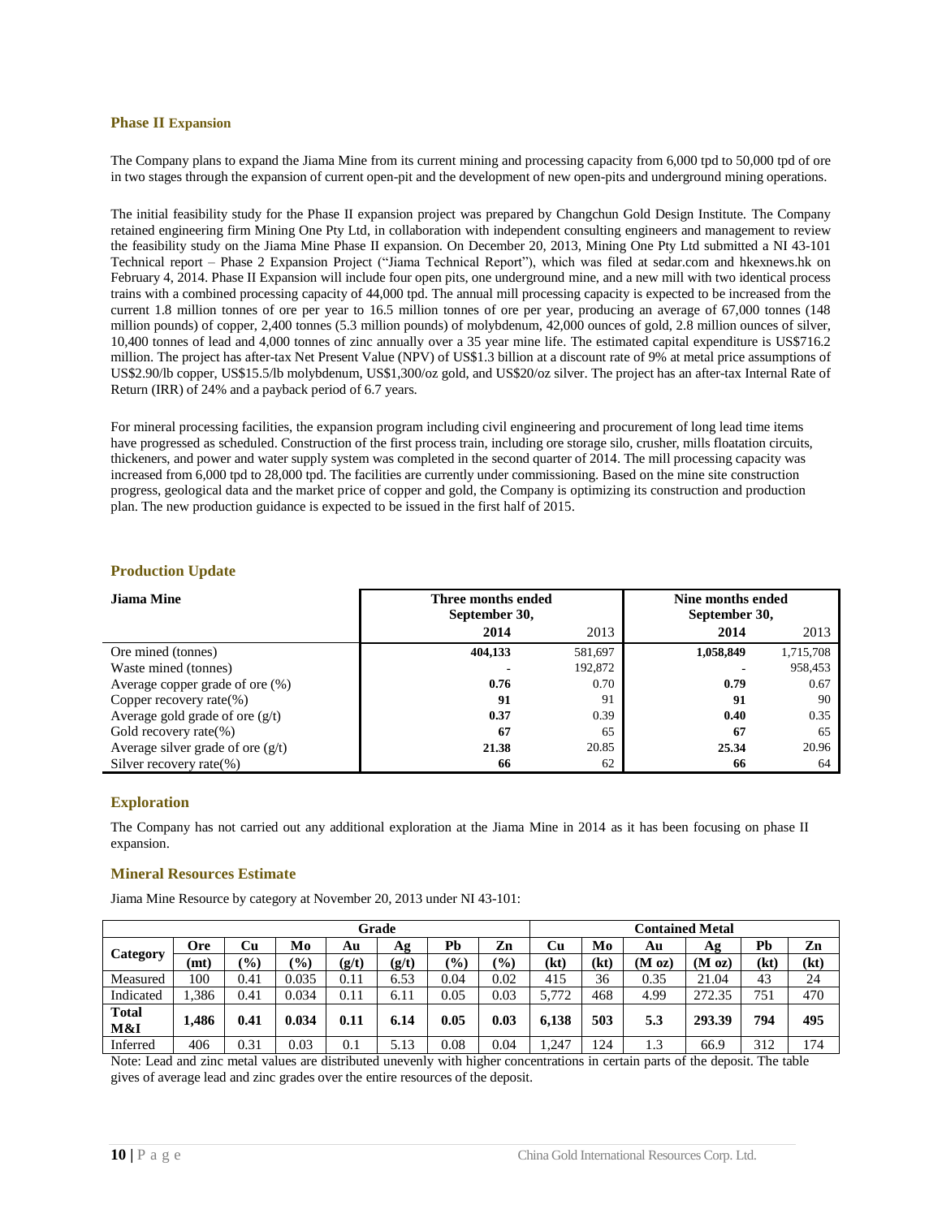### Phase II Expansion

The Company plans to expand the Jiama Mine from its current mining and processing capacity from 6,000 tpd to 50,000 tpd of ore in two stages through the expansion of current open-pit and the development of new open-pits and underground mining operations.

The initial feasibility study for the Phase II expansion project was prepared by Changchun Gold Design Institute. The Company retained engineering firm Mining One Pty Ltd, in collaboration with independent consulting engineers and management to review the feasibility study on the Jiama Mine Phase II expansion. On December 20, 2013, Mining One Pty Ltd submitted a NI 43-101 Technical report – Phase 2 Expansion Project ("Jiama Technical Report"), which was filed at sedar.com and hkexnews.hk on February 4, 2014. Phase II Expansion will include four open pits, one underground mine, and a new mill with two identical process trains with a combined processing capacity of 44,000 tpd. The annual mill processing capacity is expected to be increased from the current 1.8 million tonnes of ore per year to 16.5 million tonnes of ore per year, producing an average of 67,000 tonnes (148 million pounds) of copper, 2,400 tonnes (5.3 million pounds) of molybdenum, 42,000 ounces of gold, 2.8 million ounces of silver, 10,400 tonnes of lead and 4,000 tonnes of zinc annually over a 35 year mine life. The estimated capital expenditure is US$716.2 million. The project has after-tax Net Present Value (NPV) of US$1.3 billion at a discount rate of 9% at metal price assumptions of US$2.90/lb copper, US$15.5/lb molybdenum, US$1,300/oz gold, and US$20/oz silver. The project has an after-tax Internal Rate of Return (IRR) of 24% and a payback period of 6.7 years.

For mineral processing facilities, the expansion program including civil engineering and procurement of long lead time items have progressed as scheduled. Construction of the first process train, including ore storage silo, crusher, mills floatation circuits, thickeners, and power and water supply system was completed in the second quarter of 2014. The mill processing capacity was increased from 6,000 tpd to 28,000 tpd. The facilities are currently under commissioning. Based on the mine site construction progress, geological data and the market price of copper and gold, the Company is optimizing its construction and production plan. The new production guidance is expected to be issued in the first half of 2015.

### Production Update

| Jiama Mine | Three months ended September 30, | | Nine months ended September 30, | |
|---|---|---|---|---|
| | **2014** | 2013 | **2014** | 2013 |
| Ore mined (tonnes) | **404,133** | 581,697 | **1,058,849** | 1,715,708 |
| Waste mined (tonnes) | **-** | 192,872 | **-** | 958,453 |
| Average copper grade of ore (%) | **0.76** | 0.70 | **0.79** | 0.67 |
| Copper recovery rate(%) | **91** | 91 | **91** | 90 |
| Average gold grade of ore (g/t) | **0.37** | 0.39 | **0.40** | 0.35 |
| Gold recovery rate(%) | **67** | 65 | **67** | 65 |
| Average silver grade of ore (g/t) | **21.38** | 20.85 | **25.34** | 20.96 |
| Silver recovery rate(%) | **66** | 62 | **66** | 64 |

### Exploration

The Company has not carried out any additional exploration at the Jiama Mine in 2014 as it has been focusing on phase II expansion.

### Mineral Resources Estimate

Jiama Mine Resource by category at November 20, 2013 under NI 43-101:

| Category | Grade | | | | | | | Contained Metal | | | | | |
|---|---|---|---|---|---|---|---|---|---|---|---|---|---|
| | Ore (mt) | Cu (%) | Mo (%) | Au (g/t) | Ag (g/t) | Pb (%) | Zn (%) | Cu (kt) | Mo (kt) | Au (M oz) | Ag (M oz) | Pb (kt) | Zn (kt) |
| Measured | 100 | 0.41 | 0.035 | 0.11 | 6.53 | 0.04 | 0.02 | 415 | 36 | 0.35 | 21.04 | 43 | 24 |
| Indicated | 1,386 | 0.41 | 0.034 | 0.11 | 6.11 | 0.05 | 0.03 | 5,772 | 468 | 4.99 | 272.35 | 751 | 470 |
| **Total M&I** | **1,486** | **0.41** | **0.034** | **0.11** | **6.14** | **0.05** | **0.03** | **6,138** | **503** | **5.3** | **293.39** | **794** | **495** |
| Inferred | 406 | 0.31 | 0.03 | 0.1 | 5.13 | 0.08 | 0.04 | 1,247 | 124 | 1.3 | 66.9 | 312 | 174 |

Note: Lead and zinc metal values are distributed unevenly with higher concentrations in certain parts of the deposit. The table gives of average lead and zinc grades over the entire resources of the deposit.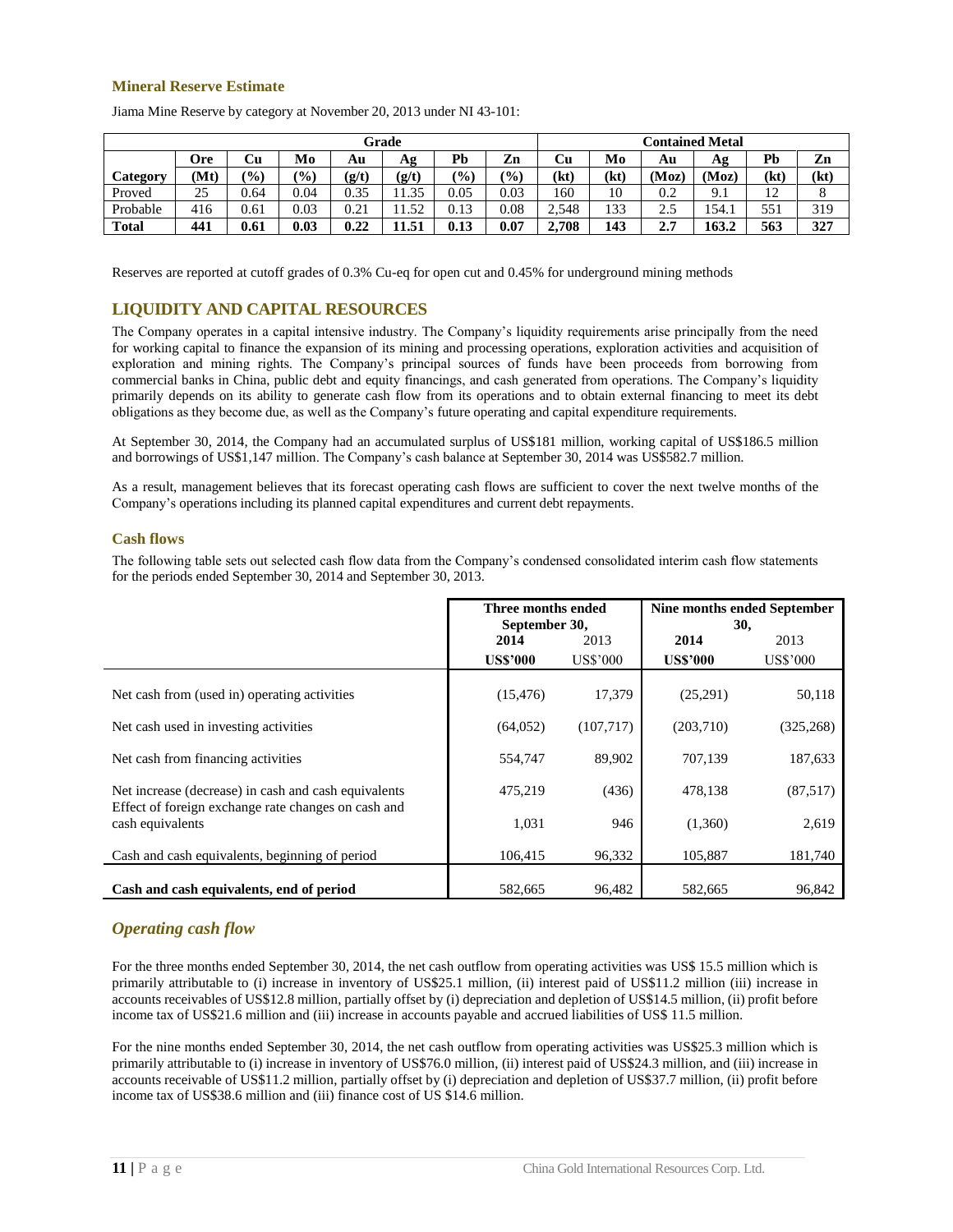### Mineral Reserve Estimate

Jiama Mine Reserve by category at November 20, 2013 under NI 43-101:

| | Grade | | | | | | | Contained Metal | | | | | |
|---|---|---|---|---|---|---|---|---|---|---|---|---|---|
| **Category** | **Ore (Mt)** | **Cu (%)** | **Mo (%)** | **Au (g/t)** | **Ag (g/t)** | **Pb (%)** | **Zn (%)** | **Cu (kt)** | **Mo (kt)** | **Au (Moz)** | **Ag (Moz)** | **Pb (kt)** | **Zn (kt)** |
| Proved | 25 | 0.64 | 0.04 | 0.35 | 11.35 | 0.05 | 0.03 | 160 | 10 | 0.2 | 9.1 | 12 | 8 |
| Probable | 416 | 0.61 | 0.03 | 0.21 | 11.52 | 0.13 | 0.08 | 2,548 | 133 | 2.5 | 154.1 | 551 | 319 |
| **Total** | **441** | **0.61** | **0.03** | **0.22** | **11.51** | **0.13** | **0.07** | **2,708** | **143** | **2.7** | **163.2** | **563** | **327** |

Reserves are reported at cutoff grades of 0.3% Cu-eq for open cut and 0.45% for underground mining methods

## LIQUIDITY AND CAPITAL RESOURCES

The Company operates in a capital intensive industry. The Company's liquidity requirements arise principally from the need for working capital to finance the expansion of its mining and processing operations, exploration activities and acquisition of exploration and mining rights. The Company's principal sources of funds have been proceeds from borrowing from commercial banks in China, public debt and equity financings, and cash generated from operations. The Company's liquidity primarily depends on its ability to generate cash flow from its operations and to obtain external financing to meet its debt obligations as they become due, as well as the Company's future operating and capital expenditure requirements.

At September 30, 2014, the Company had an accumulated surplus of US$181 million, working capital of US$186.5 million and borrowings of US$1,147 million. The Company's cash balance at September 30, 2014 was US$582.7 million.

As a result, management believes that its forecast operating cash flows are sufficient to cover the next twelve months of the Company's operations including its planned capital expenditures and current debt repayments.

### Cash flows

The following table sets out selected cash flow data from the Company's condensed consolidated interim cash flow statements for the periods ended September 30, 2014 and September 30, 2013.

| | Three months ended September 30, | | Nine months ended September 30, | |
|---|---|---|---|---|
| | **2014** | 2013 | **2014** | 2013 |
| | **US$'000** | US$'000 | **US$'000** | US$'000 |
| Net cash from (used in) operating activities | (15,476) | 17,379 | (25,291) | 50,118 |
| Net cash used in investing activities | (64,052) | (107,717) | (203,710) | (325,268) |
| Net cash from financing activities | 554,747 | 89,902 | 707,139 | 187,633 |
| Net increase (decrease) in cash and cash equivalents | 475,219 | (436) | 478,138 | (87,517) |
| Effect of foreign exchange rate changes on cash and cash equivalents | 1,031 | 946 | (1,360) | 2,619 |
| Cash and cash equivalents, beginning of period | 106,415 | 96,332 | 105,887 | 181,740 |
| **Cash and cash equivalents, end of period** | 582,665 | 96,482 | 582,665 | 96,842 |

## *Operating cash flow*

For the three months ended September 30, 2014, the net cash outflow from operating activities was US$ 15.5 million which is primarily attributable to (i) increase in inventory of US$25.1 million, (ii) interest paid of US$11.2 million (iii) increase in accounts receivables of US$12.8 million, partially offset by (i) depreciation and depletion of US$14.5 million, (ii) profit before income tax of US$21.6 million and (iii) increase in accounts payable and accrued liabilities of US$ 11.5 million.

For the nine months ended September 30, 2014, the net cash outflow from operating activities was US$25.3 million which is primarily attributable to (i) increase in inventory of US$76.0 million, (ii) interest paid of US$24.3 million, and (iii) increase in accounts receivable of US$11.2 million, partially offset by (i) depreciation and depletion of US$37.7 million, (ii) profit before income tax of US$38.6 million and (iii) finance cost of US $14.6 million.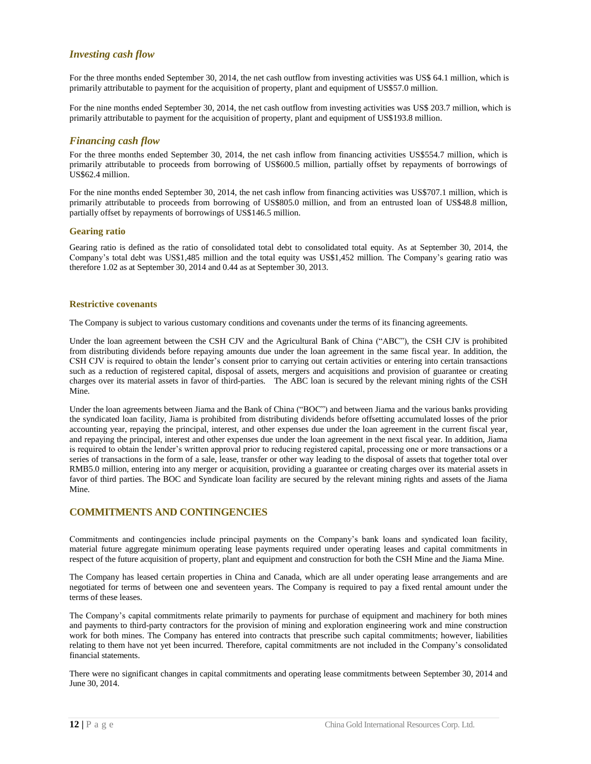## *Investing cash flow*

For the three months ended September 30, 2014, the net cash outflow from investing activities was US$ 64.1 million, which is primarily attributable to payment for the acquisition of property, plant and equipment of US$57.0 million.

For the nine months ended September 30, 2014, the net cash outflow from investing activities was US$ 203.7 million, which is primarily attributable to payment for the acquisition of property, plant and equipment of US$193.8 million.

## *Financing cash flow*

For the three months ended September 30, 2014, the net cash inflow from financing activities US$554.7 million, which is primarily attributable to proceeds from borrowing of US$600.5 million, partially offset by repayments of borrowings of US$62.4 million.

For the nine months ended September 30, 2014, the net cash inflow from financing activities was US$707.1 million, which is primarily attributable to proceeds from borrowing of US$805.0 million, and from an entrusted loan of US$48.8 million, partially offset by repayments of borrowings of US$146.5 million.

### Gearing ratio

Gearing ratio is defined as the ratio of consolidated total debt to consolidated total equity. As at September 30, 2014, the Company's total debt was US$1,485 million and the total equity was US$1,452 million. The Company's gearing ratio was therefore 1.02 as at September 30, 2014 and 0.44 as at September 30, 2013.

### Restrictive covenants

The Company is subject to various customary conditions and covenants under the terms of its financing agreements.

Under the loan agreement between the CSH CJV and the Agricultural Bank of China ("ABC"), the CSH CJV is prohibited from distributing dividends before repaying amounts due under the loan agreement in the same fiscal year. In addition, the CSH CJV is required to obtain the lender's consent prior to carrying out certain activities or entering into certain transactions such as a reduction of registered capital, disposal of assets, mergers and acquisitions and provision of guarantee or creating charges over its material assets in favor of third-parties. The ABC loan is secured by the relevant mining rights of the CSH Mine.

Under the loan agreements between Jiama and the Bank of China ("BOC") and between Jiama and the various banks providing the syndicated loan facility, Jiama is prohibited from distributing dividends before offsetting accumulated losses of the prior accounting year, repaying the principal, interest, and other expenses due under the loan agreement in the current fiscal year, and repaying the principal, interest and other expenses due under the loan agreement in the next fiscal year. In addition, Jiama is required to obtain the lender's written approval prior to reducing registered capital, processing one or more transactions or a series of transactions in the form of a sale, lease, transfer or other way leading to the disposal of assets that together total over RMB5.0 million, entering into any merger or acquisition, providing a guarantee or creating charges over its material assets in favor of third parties. The BOC and Syndicate loan facility are secured by the relevant mining rights and assets of the Jiama Mine.

## COMMITMENTS AND CONTINGENCIES

Commitments and contingencies include principal payments on the Company's bank loans and syndicated loan facility, material future aggregate minimum operating lease payments required under operating leases and capital commitments in respect of the future acquisition of property, plant and equipment and construction for both the CSH Mine and the Jiama Mine.

The Company has leased certain properties in China and Canada, which are all under operating lease arrangements and are negotiated for terms of between one and seventeen years. The Company is required to pay a fixed rental amount under the terms of these leases.

The Company's capital commitments relate primarily to payments for purchase of equipment and machinery for both mines and payments to third-party contractors for the provision of mining and exploration engineering work and mine construction work for both mines. The Company has entered into contracts that prescribe such capital commitments; however, liabilities relating to them have not yet been incurred. Therefore, capital commitments are not included in the Company's consolidated financial statements.

There were no significant changes in capital commitments and operating lease commitments between September 30, 2014 and June 30, 2014.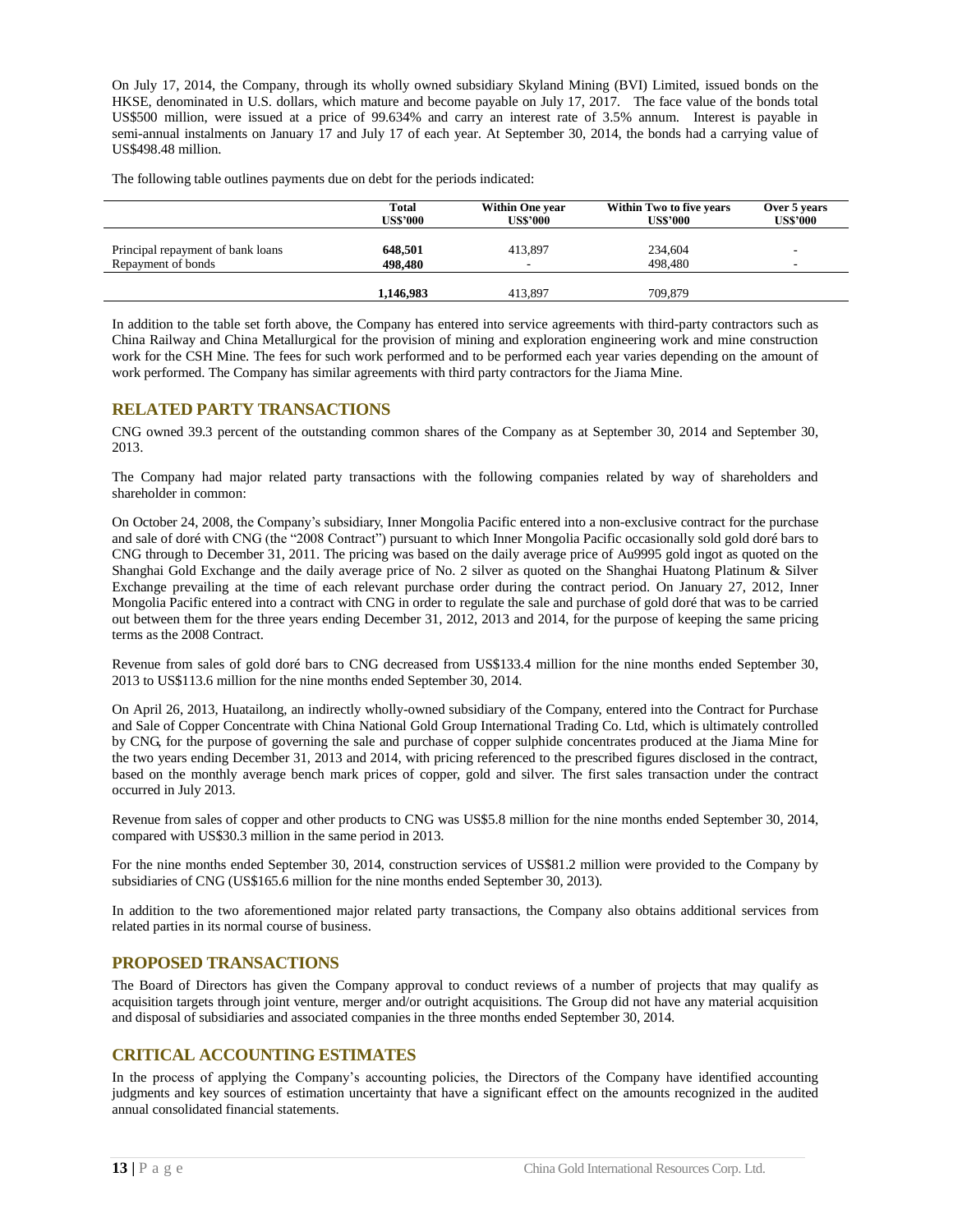On July 17, 2014, the Company, through its wholly owned subsidiary Skyland Mining (BVI) Limited, issued bonds on the HKSE, denominated in U.S. dollars, which mature and become payable on July 17, 2017. The face value of the bonds total US$500 million, were issued at a price of 99.634% and carry an interest rate of 3.5% annum. Interest is payable in semi-annual instalments on January 17 and July 17 of each year. At September 30, 2014, the bonds had a carrying value of US$498.48 million.

The following table outlines payments due on debt for the periods indicated:

| | **Total US$'000** | **Within One year US$'000** | **Within Two to five years US$'000** | **Over 5 years US$'000** |
|---|---|---|---|---|
| Principal repayment of bank loans | **648,501** | 413,897 | 234,604 | - |
| Repayment of bonds | **498,480** | - | 498,480 | - |
| | **1,146,983** | 413,897 | 709,879 | |

In addition to the table set forth above, the Company has entered into service agreements with third-party contractors such as China Railway and China Metallurgical for the provision of mining and exploration engineering work and mine construction work for the CSH Mine. The fees for such work performed and to be performed each year varies depending on the amount of work performed. The Company has similar agreements with third party contractors for the Jiama Mine.

## RELATED PARTY TRANSACTIONS

CNG owned 39.3 percent of the outstanding common shares of the Company as at September 30, 2014 and September 30, 2013.

The Company had major related party transactions with the following companies related by way of shareholders and shareholder in common:

On October 24, 2008, the Company's subsidiary, Inner Mongolia Pacific entered into a non-exclusive contract for the purchase and sale of doré with CNG (the "2008 Contract") pursuant to which Inner Mongolia Pacific occasionally sold gold doré bars to CNG through to December 31, 2011. The pricing was based on the daily average price of Au9995 gold ingot as quoted on the Shanghai Gold Exchange and the daily average price of No. 2 silver as quoted on the Shanghai Huatong Platinum & Silver Exchange prevailing at the time of each relevant purchase order during the contract period. On January 27, 2012, Inner Mongolia Pacific entered into a contract with CNG in order to regulate the sale and purchase of gold doré that was to be carried out between them for the three years ending December 31, 2012, 2013 and 2014, for the purpose of keeping the same pricing terms as the 2008 Contract.

Revenue from sales of gold doré bars to CNG decreased from US$133.4 million for the nine months ended September 30, 2013 to US$113.6 million for the nine months ended September 30, 2014.

On April 26, 2013, Huatailong, an indirectly wholly-owned subsidiary of the Company, entered into the Contract for Purchase and Sale of Copper Concentrate with China National Gold Group International Trading Co. Ltd, which is ultimately controlled by CNG, for the purpose of governing the sale and purchase of copper sulphide concentrates produced at the Jiama Mine for the two years ending December 31, 2013 and 2014, with pricing referenced to the prescribed figures disclosed in the contract, based on the monthly average bench mark prices of copper, gold and silver. The first sales transaction under the contract occurred in July 2013.

Revenue from sales of copper and other products to CNG was US$5.8 million for the nine months ended September 30, 2014, compared with US$30.3 million in the same period in 2013.

For the nine months ended September 30, 2014, construction services of US$81.2 million were provided to the Company by subsidiaries of CNG (US$165.6 million for the nine months ended September 30, 2013).

In addition to the two aforementioned major related party transactions, the Company also obtains additional services from related parties in its normal course of business.

## PROPOSED TRANSACTIONS

The Board of Directors has given the Company approval to conduct reviews of a number of projects that may qualify as acquisition targets through joint venture, merger and/or outright acquisitions. The Group did not have any material acquisition and disposal of subsidiaries and associated companies in the three months ended September 30, 2014.

## CRITICAL ACCOUNTING ESTIMATES

In the process of applying the Company's accounting policies, the Directors of the Company have identified accounting judgments and key sources of estimation uncertainty that have a significant effect on the amounts recognized in the audited annual consolidated financial statements.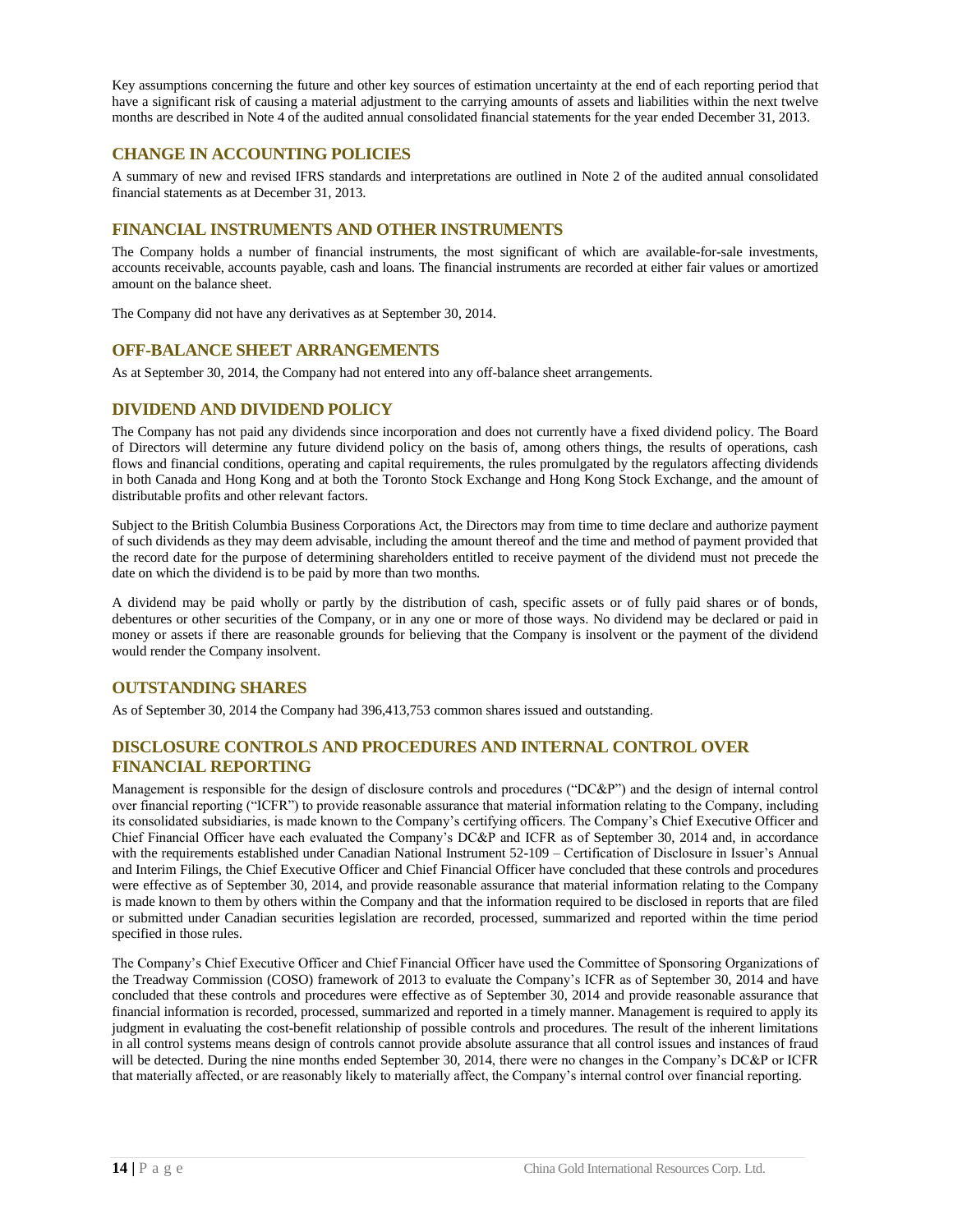Key assumptions concerning the future and other key sources of estimation uncertainty at the end of each reporting period that have a significant risk of causing a material adjustment to the carrying amounts of assets and liabilities within the next twelve months are described in Note 4 of the audited annual consolidated financial statements for the year ended December 31, 2013.

## CHANGE IN ACCOUNTING POLICIES

A summary of new and revised IFRS standards and interpretations are outlined in Note 2 of the audited annual consolidated financial statements as at December 31, 2013.

## FINANCIAL INSTRUMENTS AND OTHER INSTRUMENTS

The Company holds a number of financial instruments, the most significant of which are available-for-sale investments, accounts receivable, accounts payable, cash and loans. The financial instruments are recorded at either fair values or amortized amount on the balance sheet.

The Company did not have any derivatives as at September 30, 2014.

## OFF-BALANCE SHEET ARRANGEMENTS

As at September 30, 2014, the Company had not entered into any off-balance sheet arrangements.

## DIVIDEND AND DIVIDEND POLICY

The Company has not paid any dividends since incorporation and does not currently have a fixed dividend policy. The Board of Directors will determine any future dividend policy on the basis of, among others things, the results of operations, cash flows and financial conditions, operating and capital requirements, the rules promulgated by the regulators affecting dividends in both Canada and Hong Kong and at both the Toronto Stock Exchange and Hong Kong Stock Exchange, and the amount of distributable profits and other relevant factors.

Subject to the British Columbia Business Corporations Act, the Directors may from time to time declare and authorize payment of such dividends as they may deem advisable, including the amount thereof and the time and method of payment provided that the record date for the purpose of determining shareholders entitled to receive payment of the dividend must not precede the date on which the dividend is to be paid by more than two months.

A dividend may be paid wholly or partly by the distribution of cash, specific assets or of fully paid shares or of bonds, debentures or other securities of the Company, or in any one or more of those ways. No dividend may be declared or paid in money or assets if there are reasonable grounds for believing that the Company is insolvent or the payment of the dividend would render the Company insolvent.

## OUTSTANDING SHARES

As of September 30, 2014 the Company had 396,413,753 common shares issued and outstanding.

## DISCLOSURE CONTROLS AND PROCEDURES AND INTERNAL CONTROL OVER FINANCIAL REPORTING

Management is responsible for the design of disclosure controls and procedures ("DC&P") and the design of internal control over financial reporting ("ICFR") to provide reasonable assurance that material information relating to the Company, including its consolidated subsidiaries, is made known to the Company's certifying officers. The Company's Chief Executive Officer and Chief Financial Officer have each evaluated the Company's DC&P and ICFR as of September 30, 2014 and, in accordance with the requirements established under Canadian National Instrument 52-109 – Certification of Disclosure in Issuer's Annual and Interim Filings, the Chief Executive Officer and Chief Financial Officer have concluded that these controls and procedures were effective as of September 30, 2014, and provide reasonable assurance that material information relating to the Company is made known to them by others within the Company and that the information required to be disclosed in reports that are filed or submitted under Canadian securities legislation are recorded, processed, summarized and reported within the time period specified in those rules.

The Company's Chief Executive Officer and Chief Financial Officer have used the Committee of Sponsoring Organizations of the Treadway Commission (COSO) framework of 2013 to evaluate the Company's ICFR as of September 30, 2014 and have concluded that these controls and procedures were effective as of September 30, 2014 and provide reasonable assurance that financial information is recorded, processed, summarized and reported in a timely manner. Management is required to apply its judgment in evaluating the cost-benefit relationship of possible controls and procedures. The result of the inherent limitations in all control systems means design of controls cannot provide absolute assurance that all control issues and instances of fraud will be detected. During the nine months ended September 30, 2014, there were no changes in the Company's DC&P or ICFR that materially affected, or are reasonably likely to materially affect, the Company's internal control over financial reporting.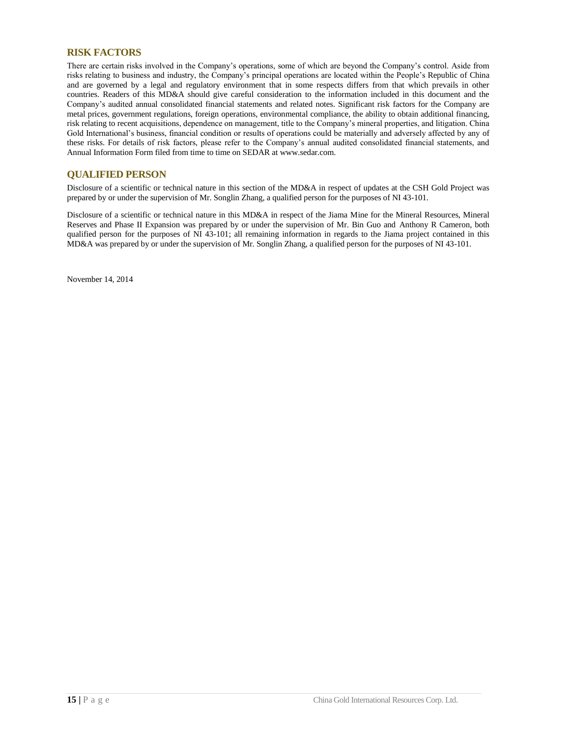## RISK FACTORS

There are certain risks involved in the Company's operations, some of which are beyond the Company's control. Aside from risks relating to business and industry, the Company's principal operations are located within the People's Republic of China and are governed by a legal and regulatory environment that in some respects differs from that which prevails in other countries. Readers of this MD&A should give careful consideration to the information included in this document and the Company's audited annual consolidated financial statements and related notes. Significant risk factors for the Company are metal prices, government regulations, foreign operations, environmental compliance, the ability to obtain additional financing, risk relating to recent acquisitions, dependence on management, title to the Company's mineral properties, and litigation. China Gold International's business, financial condition or results of operations could be materially and adversely affected by any of these risks. For details of risk factors, please refer to the Company's annual audited consolidated financial statements, and Annual Information Form filed from time to time on SEDAR at www.sedar.com.

## QUALIFIED PERSON

Disclosure of a scientific or technical nature in this section of the MD&A in respect of updates at the CSH Gold Project was prepared by or under the supervision of Mr. Songlin Zhang, a qualified person for the purposes of NI 43-101.

Disclosure of a scientific or technical nature in this MD&A in respect of the Jiama Mine for the Mineral Resources, Mineral Reserves and Phase II Expansion was prepared by or under the supervision of Mr. Bin Guo and Anthony R Cameron, both qualified person for the purposes of NI 43-101; all remaining information in regards to the Jiama project contained in this MD&A was prepared by or under the supervision of Mr. Songlin Zhang, a qualified person for the purposes of NI 43-101.

November 14, 2014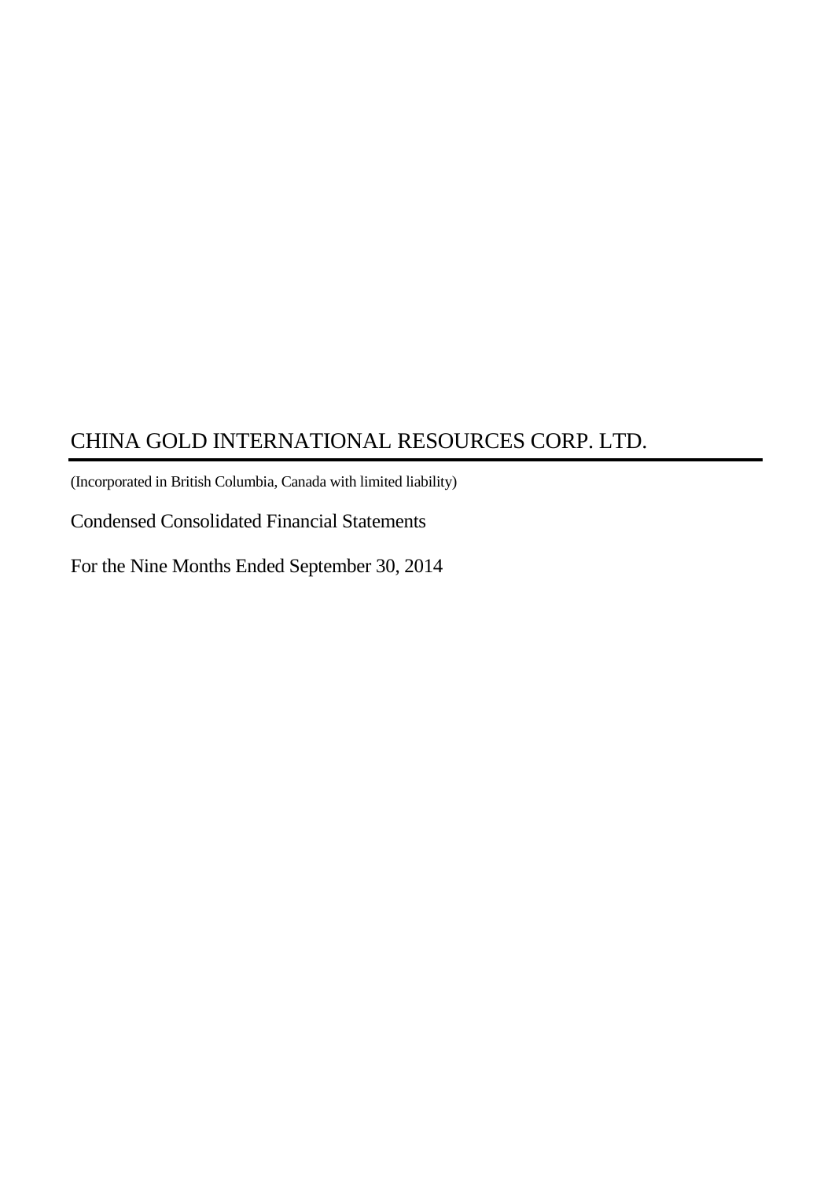# CHINA GOLD INTERNATIONAL RESOURCES CORP. LTD.

(Incorporated in British Columbia, Canada with limited liability)

Condensed Consolidated Financial Statements

For the Nine Months Ended September 30, 2014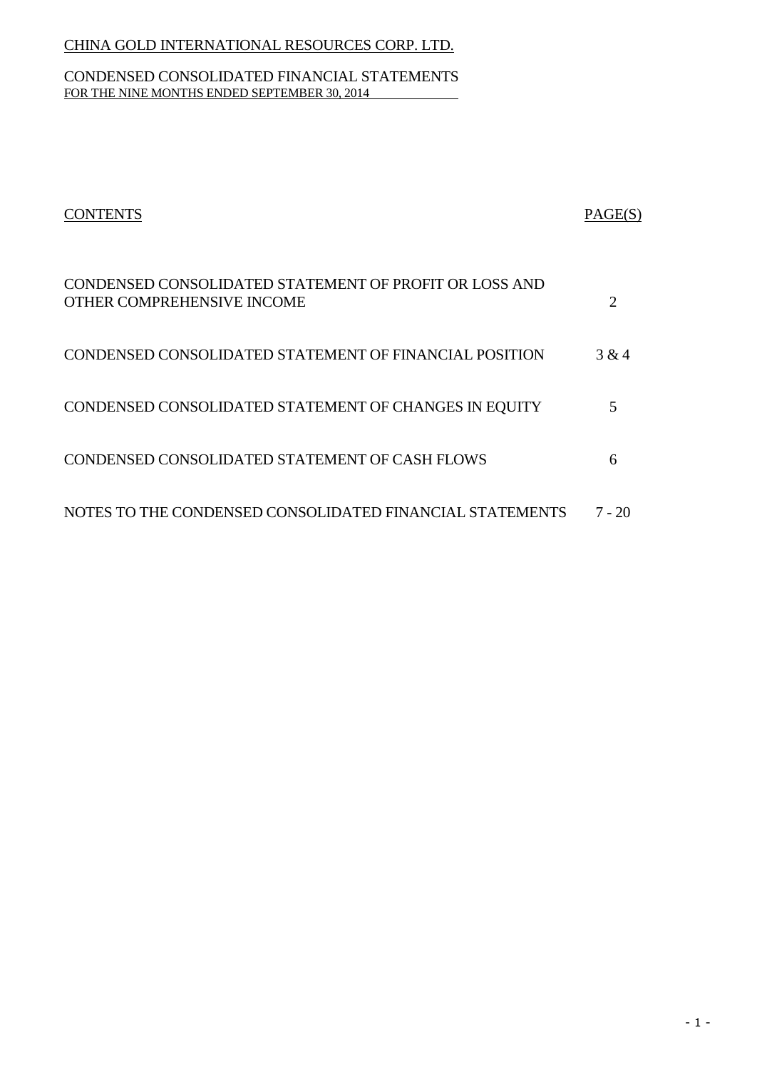CHINA GOLD INTERNATIONAL RESOURCES CORP. LTD.

CONDENSED CONSOLIDATED FINANCIAL STATEMENTS
FOR THE NINE MONTHS ENDED SEPTEMBER 30, 2014

| CONTENTS | PAGE(S) |
|---|---|
| CONDENSED CONSOLIDATED STATEMENT OF PROFIT OR LOSS AND OTHER COMPREHENSIVE INCOME | 2 |
| CONDENSED CONSOLIDATED STATEMENT OF FINANCIAL POSITION | 3 & 4 |
| CONDENSED CONSOLIDATED STATEMENT OF CHANGES IN EQUITY | 5 |
| CONDENSED CONSOLIDATED STATEMENT OF CASH FLOWS | 6 |
| NOTES TO THE CONDENSED CONSOLIDATED FINANCIAL STATEMENTS | 7 - 20 |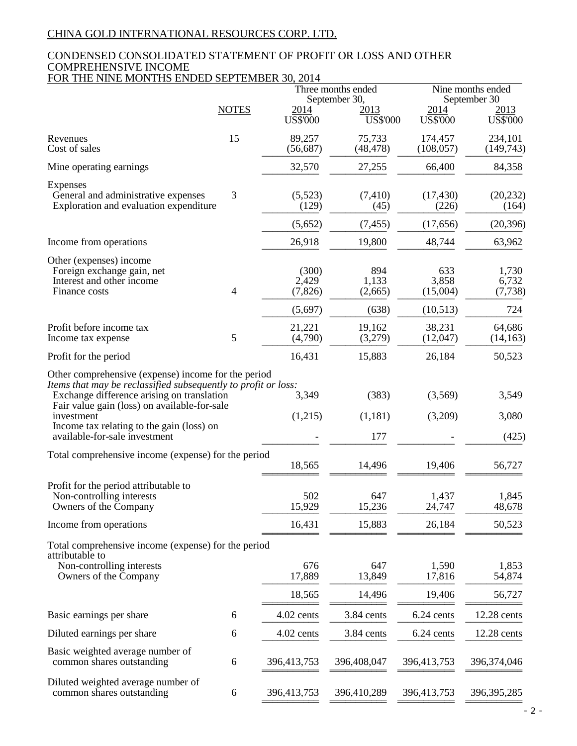CHINA GOLD INTERNATIONAL RESOURCES CORP. LTD.

## CONDENSED CONSOLIDATED STATEMENT OF PROFIT OR LOSS AND OTHER COMPREHENSIVE INCOME FOR THE NINE MONTHS ENDED SEPTEMBER 30, 2014

| | NOTES | Three months ended September 30, | | Nine months ended September 30 | |
|---|---|---|---|---|---|
| | | 2014 | 2013 | 2014 | 2013 |
| | | US$'000 | US$'000 | US$'000 | US$'000 |
| Revenues | 15 | 89,257 | 75,733 | 174,457 | 234,101 |
| Cost of sales | | (56,687) | (48,478) | (108,057) | (149,743) |
| Mine operating earnings | | 32,570 | 27,255 | 66,400 | 84,358 |
| Expenses | | | | | |
| General and administrative expenses | 3 | (5,523) | (7,410) | (17,430) | (20,232) |
| Exploration and evaluation expenditure | | (129) | (45) | (226) | (164) |
| | | (5,652) | (7,455) | (17,656) | (20,396) |
| Income from operations | | 26,918 | 19,800 | 48,744 | 63,962 |
| Other (expenses) income | | | | | |
| Foreign exchange gain, net | | (300) | 894 | 633 | 1,730 |
| Interest and other income | | 2,429 | 1,133 | 3,858 | 6,732 |
| Finance costs | 4 | (7,826) | (2,665) | (15,004) | (7,738) |
| | | (5,697) | (638) | (10,513) | 724 |
| Profit before income tax | | 21,221 | 19,162 | 38,231 | 64,686 |
| Income tax expense | 5 | (4,790) | (3,279) | (12,047) | (14,163) |
| Profit for the period | | 16,431 | 15,883 | 26,184 | 50,523 |
| Other comprehensive (expense) income for the period | | | | | |
| *Items that may be reclassified subsequently to profit or loss:* | | | | | |
| Exchange difference arising on translation | | 3,349 | (383) | (3,569) | 3,549 |
| Fair value gain (loss) on available-for-sale investment | | (1,215) | (1,181) | (3,209) | 3,080 |
| Income tax relating to the gain (loss) on available-for-sale investment | | - | 177 | - | (425) |
| Total comprehensive income (expense) for the period | | 18,565 | 14,496 | 19,406 | 56,727 |
| Profit for the period attributable to | | | | | |
| Non-controlling interests | | 502 | 647 | 1,437 | 1,845 |
| Owners of the Company | | 15,929 | 15,236 | 24,747 | 48,678 |
| Income from operations | | 16,431 | 15,883 | 26,184 | 50,523 |
| Total comprehensive income (expense) for the period attributable to | | | | | |
| Non-controlling interests | | 676 | 647 | 1,590 | 1,853 |
| Owners of the Company | | 17,889 | 13,849 | 17,816 | 54,874 |
| | | 18,565 | 14,496 | 19,406 | 56,727 |
| Basic earnings per share | 6 | 4.02 cents | 3.84 cents | 6.24 cents | 12.28 cents |
| Diluted earnings per share | 6 | 4.02 cents | 3.84 cents | 6.24 cents | 12.28 cents |
| Basic weighted average number of common shares outstanding | 6 | 396,413,753 | 396,408,047 | 396,413,753 | 396,374,046 |
| Diluted weighted average number of common shares outstanding | 6 | 396,413,753 | 396,410,289 | 396,413,753 | 396,395,285 |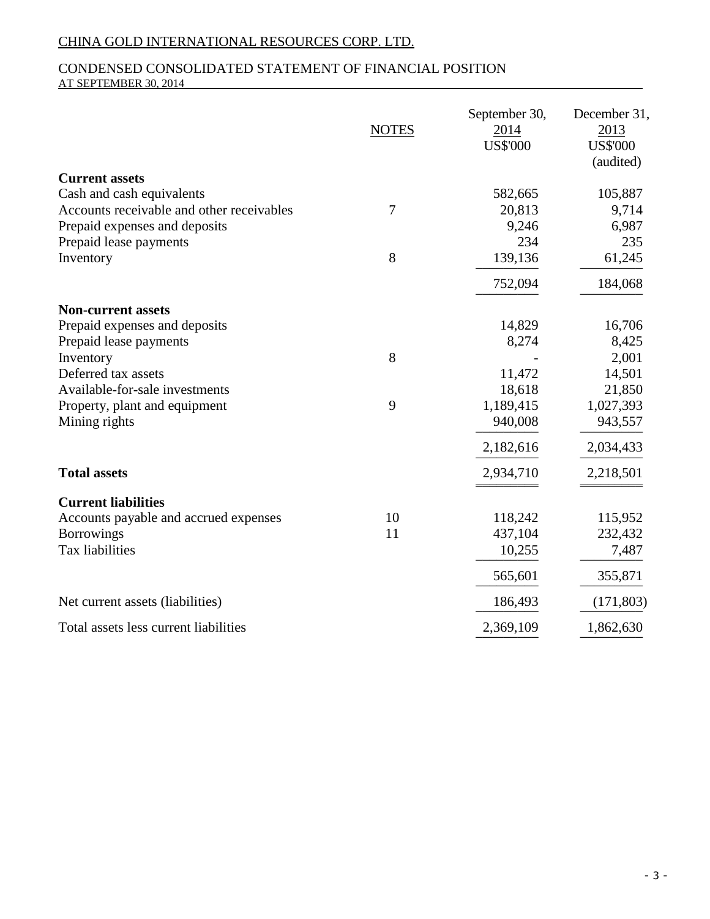CHINA GOLD INTERNATIONAL RESOURCES CORP. LTD.

CONDENSED CONSOLIDATED STATEMENT OF FINANCIAL POSITION
AT SEPTEMBER 30, 2014

| | NOTES | September 30, 2014 US$'000 | December 31, 2013 US$'000 (audited) |
|---|---|---|---|
| **Current assets** | | | |
| Cash and cash equivalents | | 582,665 | 105,887 |
| Accounts receivable and other receivables | 7 | 20,813 | 9,714 |
| Prepaid expenses and deposits | | 9,246 | 6,987 |
| Prepaid lease payments | | 234 | 235 |
| Inventory | 8 | 139,136 | 61,245 |
| | | 752,094 | 184,068 |
| **Non-current assets** | | | |
| Prepaid expenses and deposits | | 14,829 | 16,706 |
| Prepaid lease payments | | 8,274 | 8,425 |
| Inventory | 8 | - | 2,001 |
| Deferred tax assets | | 11,472 | 14,501 |
| Available-for-sale investments | | 18,618 | 21,850 |
| Property, plant and equipment | 9 | 1,189,415 | 1,027,393 |
| Mining rights | | 940,008 | 943,557 |
| | | 2,182,616 | 2,034,433 |
| **Total assets** | | 2,934,710 | 2,218,501 |
| **Current liabilities** | | | |
| Accounts payable and accrued expenses | 10 | 118,242 | 115,952 |
| Borrowings | 11 | 437,104 | 232,432 |
| Tax liabilities | | 10,255 | 7,487 |
| | | 565,601 | 355,871 |
| Net current assets (liabilities) | | 186,493 | (171,803) |
| Total assets less current liabilities | | 2,369,109 | 1,862,630 |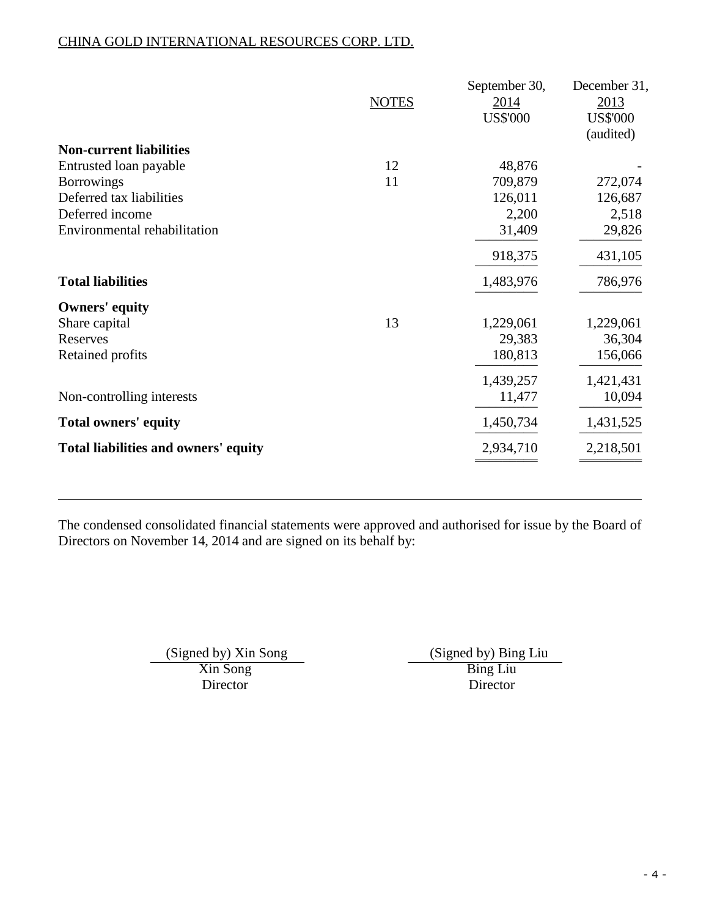CHINA GOLD INTERNATIONAL RESOURCES CORP. LTD.

| | NOTES | September 30, 2014 US$'000 | December 31, 2013 US$'000 (audited) |
|---|---|---|---|
| **Non-current liabilities** | | | |
| Entrusted loan payable | 12 | 48,876 | - |
| Borrowings | 11 | 709,879 | 272,074 |
| Deferred tax liabilities | | 126,011 | 126,687 |
| Deferred income | | 2,200 | 2,518 |
| Environmental rehabilitation | | 31,409 | 29,826 |
| | | 918,375 | 431,105 |
| **Total liabilities** | | 1,483,976 | 786,976 |
| **Owners' equity** | | | |
| Share capital | 13 | 1,229,061 | 1,229,061 |
| Reserves | | 29,383 | 36,304 |
| Retained profits | | 180,813 | 156,066 |
| | | 1,439,257 | 1,421,431 |
| Non-controlling interests | | 11,477 | 10,094 |
| **Total owners' equity** | | 1,450,734 | 1,431,525 |
| **Total liabilities and owners' equity** | | 2,934,710 | 2,218,501 |

The condensed consolidated financial statements were approved and authorised for issue by the Board of Directors on November 14, 2014 and are signed on its behalf by:

(Signed by) Xin Song
Xin Song
Director

(Signed by) Bing Liu
Bing Liu
Director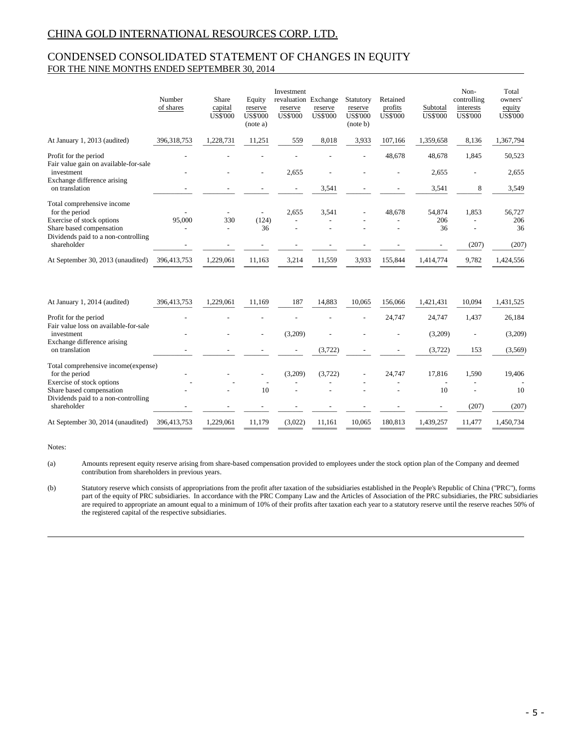# CHINA GOLD INTERNATIONAL RESOURCES CORP. LTD.

## CONDENSED CONSOLIDATED STATEMENT OF CHANGES IN EQUITY
FOR THE NINE MONTHS ENDED SEPTEMBER 30, 2014

| | Number of shares | Share capital US$'000 | Equity reserve US$'000 (note a) | Investment revaluation reserve US$'000 | Exchange reserve US$'000 | Statutory reserve US$'000 (note b) | Retained profits US$'000 | Subtotal US$'000 | Non-controlling interests US$'000 | Total owners' equity US$'000 |
|---|---|---|---|---|---|---|---|---|---|---|
| At January 1, 2013 (audited) | 396,318,753 | 1,228,731 | 11,251 | 559 | 8,018 | 3,933 | 107,166 | 1,359,658 | 8,136 | 1,367,794 |
| Profit for the period | - | - | - | - | - | - | 48,678 | 48,678 | 1,845 | 50,523 |
| Fair value gain on available-for-sale investment | - | - | - | 2,655 | - | - | - | 2,655 | - | 2,655 |
| Exchange difference arising on translation | - | - | - | - | 3,541 | - | - | 3,541 | 8 | 3,549 |
| Total comprehensive income for the period | - | - | - | 2,655 | 3,541 | - | 48,678 | 54,874 | 1,853 | 56,727 |
| Exercise of stock options | 95,000 | 330 | (124) | - | - | - | - | 206 | - | 206 |
| Share based compensation | - | - | 36 | - | - | - | - | 36 | - | 36 |
| Dividends paid to a non-controlling shareholder | - | - | - | - | - | - | - | - | (207) | (207) |
| At September 30, 2013 (unaudited) | 396,413,753 | 1,229,061 | 11,163 | 3,214 | 11,559 | 3,933 | 155,844 | 1,414,774 | 9,782 | 1,424,556 |
| | | | | | | | | | | |
| At January 1, 2014 (audited) | 396,413,753 | 1,229,061 | 11,169 | 187 | 14,883 | 10,065 | 156,066 | 1,421,431 | 10,094 | 1,431,525 |
| Profit for the period | - | - | - | - | - | - | 24,747 | 24,747 | 1,437 | 26,184 |
| Fair value loss on available-for-sale investment | - | - | - | (3,209) | - | - | - | (3,209) | - | (3,209) |
| Exchange difference arising on translation | - | - | - | - | (3,722) | - | - | (3,722) | 153 | (3,569) |
| Total comprehensive income(expense) for the period | - | - | - | (3,209) | (3,722) | - | 24,747 | 17,816 | 1,590 | 19,406 |
| Exercise of stock options | - | - | - | - | - | - | - | - | - | - |
| Share based compensation | - | - | 10 | - | - | - | - | 10 | - | 10 |
| Dividends paid to a non-controlling shareholder | - | - | - | - | - | - | - | - | (207) | (207) |
| At September 30, 2014 (unaudited) | 396,413,753 | 1,229,061 | 11,179 | (3,022) | 11,161 | 10,065 | 180,813 | 1,439,257 | 11,477 | 1,450,734 |

Notes:

(a) Amounts represent equity reserve arising from share-based compensation provided to employees under the stock option plan of the Company and deemed contribution from shareholders in previous years.

(b) Statutory reserve which consists of appropriations from the profit after taxation of the subsidiaries established in the People's Republic of China ("PRC"), forms part of the equity of PRC subsidiaries. In accordance with the PRC Company Law and the Articles of Association of the PRC subsidiaries, the PRC subsidiaries are required to appropriate an amount equal to a minimum of 10% of their profits after taxation each year to a statutory reserve until the reserve reaches 50% of the registered capital of the respective subsidiaries.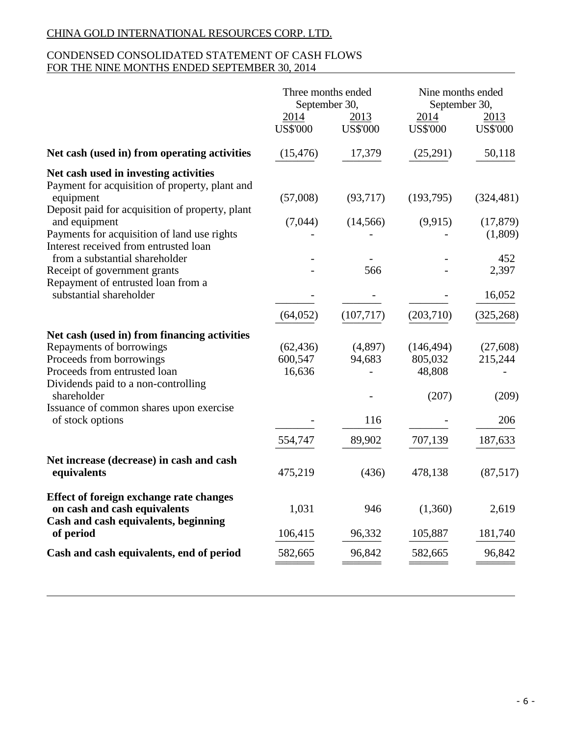CHINA GOLD INTERNATIONAL RESOURCES CORP. LTD.

CONDENSED CONSOLIDATED STATEMENT OF CASH FLOWS
FOR THE NINE MONTHS ENDED SEPTEMBER 30, 2014

| | Three months ended September 30, | | Nine months ended September 30, | |
|---|---|---|---|---|
| | 2014 | 2013 | 2014 | 2013 |
| | US$'000 | US$'000 | US$'000 | US$'000 |
| **Net cash (used in) from operating activities** | (15,476) | 17,379 | (25,291) | 50,118 |
| **Net cash used in investing activities** | | | | |
| Payment for acquisition of property, plant and equipment | (57,008) | (93,717) | (193,795) | (324,481) |
| Deposit paid for acquisition of property, plant and equipment | (7,044) | (14,566) | (9,915) | (17,879) |
| Payments for acquisition of land use rights | - | - | - | (1,809) |
| Interest received from entrusted loan from a substantial shareholder | - | - | - | 452 |
| Receipt of government grants | - | 566 | - | 2,397 |
| Repayment of entrusted loan from a substantial shareholder | - | - | - | 16,052 |
| | (64,052) | (107,717) | (203,710) | (325,268) |
| **Net cash (used in) from financing activities** | | | | |
| Repayments of borrowings | (62,436) | (4,897) | (146,494) | (27,608) |
| Proceeds from borrowings | 600,547 | 94,683 | 805,032 | 215,244 |
| Proceeds from entrusted loan | 16,636 | - | 48,808 | - |
| Dividends paid to a non-controlling shareholder | | - | (207) | (209) |
| Issuance of common shares upon exercise of stock options | - | 116 | - | 206 |
| | 554,747 | 89,902 | 707,139 | 187,633 |
| **Net increase (decrease) in cash and cash equivalents** | 475,219 | (436) | 478,138 | (87,517) |
| **Effect of foreign exchange rate changes on cash and cash equivalents** | 1,031 | 946 | (1,360) | 2,619 |
| **Cash and cash equivalents, beginning of period** | 106,415 | 96,332 | 105,887 | 181,740 |
| **Cash and cash equivalents, end of period** | 582,665 | 96,842 | 582,665 | 96,842 |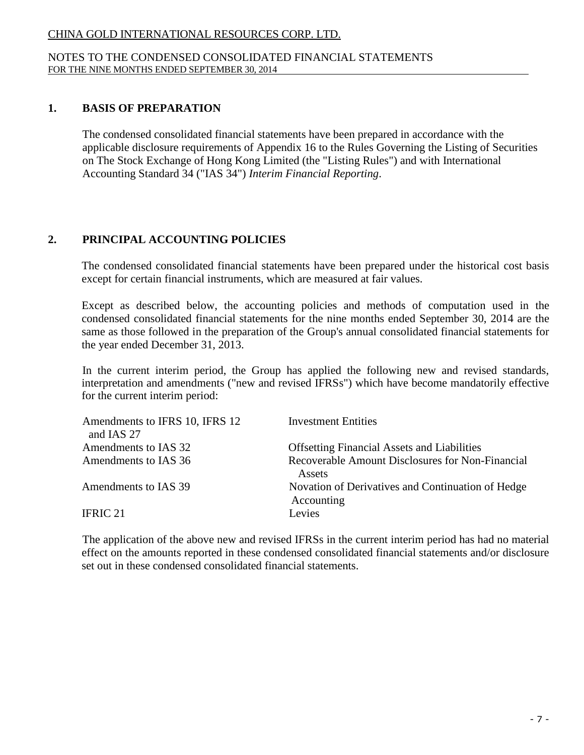## 1. BASIS OF PREPARATION

The condensed consolidated financial statements have been prepared in accordance with the applicable disclosure requirements of Appendix 16 to the Rules Governing the Listing of Securities on The Stock Exchange of Hong Kong Limited (the "Listing Rules") and with International Accounting Standard 34 ("IAS 34") *Interim Financial Reporting*.

## 2. PRINCIPAL ACCOUNTING POLICIES

The condensed consolidated financial statements have been prepared under the historical cost basis except for certain financial instruments, which are measured at fair values.

Except as described below, the accounting policies and methods of computation used in the condensed consolidated financial statements for the nine months ended September 30, 2014 are the same as those followed in the preparation of the Group's annual consolidated financial statements for the year ended December 31, 2013.

In the current interim period, the Group has applied the following new and revised standards, interpretation and amendments ("new and revised IFRSs") which have become mandatorily effective for the current interim period:

| | |
|---|---|
| Amendments to IFRS 10, IFRS 12 and IAS 27 | Investment Entities |
| Amendments to IAS 32 | Offsetting Financial Assets and Liabilities |
| Amendments to IAS 36 | Recoverable Amount Disclosures for Non-Financial Assets |
| Amendments to IAS 39 | Novation of Derivatives and Continuation of Hedge Accounting |
| IFRIC 21 | Levies |

The application of the above new and revised IFRSs in the current interim period has had no material effect on the amounts reported in these condensed consolidated financial statements and/or disclosure set out in these condensed consolidated financial statements.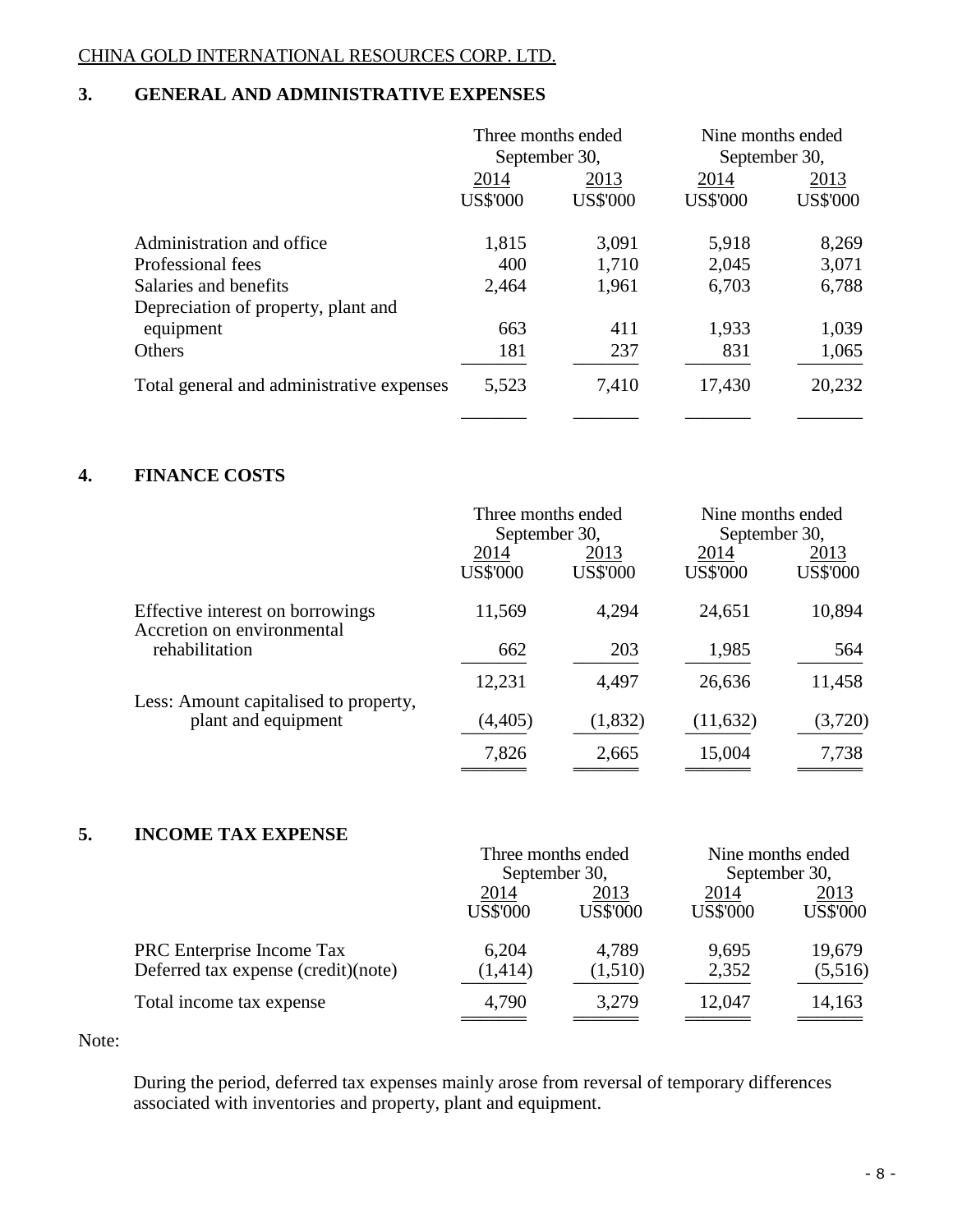CHINA GOLD INTERNATIONAL RESOURCES CORP. LTD.

## 3. GENERAL AND ADMINISTRATIVE EXPENSES

| | Three months ended September 30, | | Nine months ended September 30, | |
|---|---|---|---|---|
| | 2014 | 2013 | 2014 | 2013 |
| | US$'000 | US$'000 | US$'000 | US$'000 |
| Administration and office | 1,815 | 3,091 | 5,918 | 8,269 |
| Professional fees | 400 | 1,710 | 2,045 | 3,071 |
| Salaries and benefits | 2,464 | 1,961 | 6,703 | 6,788 |
| Depreciation of property, plant and equipment | 663 | 411 | 1,933 | 1,039 |
| Others | 181 | 237 | 831 | 1,065 |
| Total general and administrative expenses | 5,523 | 7,410 | 17,430 | 20,232 |

## 4. FINANCE COSTS

| | Three months ended September 30, | | Nine months ended September 30, | |
|---|---|---|---|---|
| | 2014 | 2013 | 2014 | 2013 |
| | US$'000 | US$'000 | US$'000 | US$'000 |
| Effective interest on borrowings | 11,569 | 4,294 | 24,651 | 10,894 |
| Accretion on environmental rehabilitation | 662 | 203 | 1,985 | 564 |
| | 12,231 | 4,497 | 26,636 | 11,458 |
| Less: Amount capitalised to property, plant and equipment | (4,405) | (1,832) | (11,632) | (3,720) |
| | 7,826 | 2,665 | 15,004 | 7,738 |

## 5. INCOME TAX EXPENSE

| | Three months ended September 30, | | Nine months ended September 30, | |
|---|---|---|---|---|
| | 2014 | 2013 | 2014 | 2013 |
| | US$'000 | US$'000 | US$'000 | US$'000 |
| PRC Enterprise Income Tax | 6,204 | 4,789 | 9,695 | 19,679 |
| Deferred tax expense (credit)(note) | (1,414) | (1,510) | 2,352 | (5,516) |
| Total income tax expense | 4,790 | 3,279 | 12,047 | 14,163 |

Note:

During the period, deferred tax expenses mainly arose from reversal of temporary differences associated with inventories and property, plant and equipment.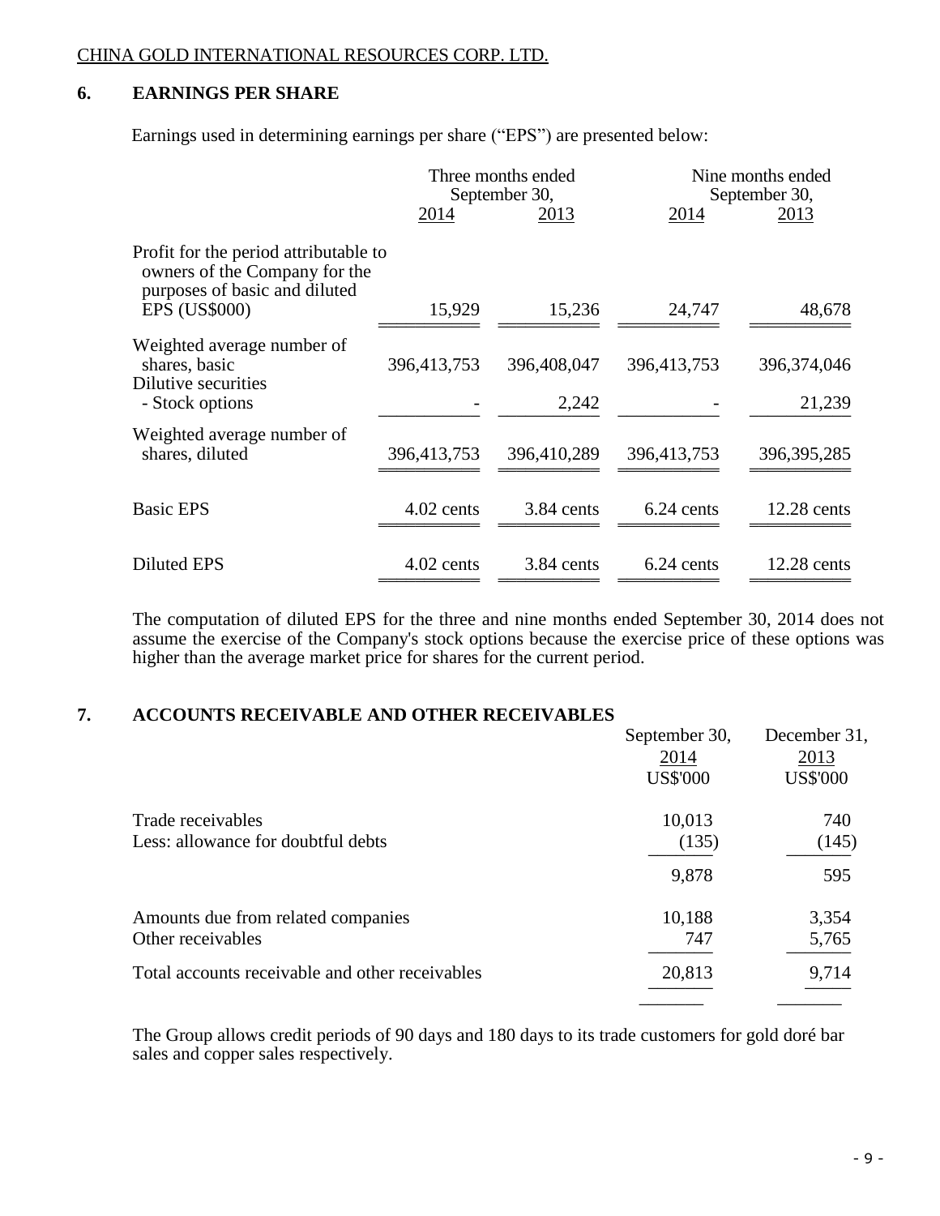CHINA GOLD INTERNATIONAL RESOURCES CORP. LTD.

## 6. EARNINGS PER SHARE

Earnings used in determining earnings per share ("EPS") are presented below:

| | Three months ended September 30, | | Nine months ended September 30, | |
|---|---|---|---|---|
| | 2014 | 2013 | 2014 | 2013 |
| Profit for the period attributable to owners of the Company for the purposes of basic and diluted EPS (US$000) | 15,929 | 15,236 | 24,747 | 48,678 |
| Weighted average number of shares, basic | 396,413,753 | 396,408,047 | 396,413,753 | 396,374,046 |
| Dilutive securities - Stock options | - | 2,242 | - | 21,239 |
| Weighted average number of shares, diluted | 396,413,753 | 396,410,289 | 396,413,753 | 396,395,285 |
| Basic EPS | 4.02 cents | 3.84 cents | 6.24 cents | 12.28 cents |
| Diluted EPS | 4.02 cents | 3.84 cents | 6.24 cents | 12.28 cents |

The computation of diluted EPS for the three and nine months ended September 30, 2014 does not assume the exercise of the Company's stock options because the exercise price of these options was higher than the average market price for shares for the current period.

## 7. ACCOUNTS RECEIVABLE AND OTHER RECEIVABLES

| | September 30, 2014 US$'000 | December 31, 2013 US$'000 |
|---|---|---|
| Trade receivables | 10,013 | 740 |
| Less: allowance for doubtful debts | (135) | (145) |
| | 9,878 | 595 |
| Amounts due from related companies | 10,188 | 3,354 |
| Other receivables | 747 | 5,765 |
| Total accounts receivable and other receivables | 20,813 | 9,714 |

The Group allows credit periods of 90 days and 180 days to its trade customers for gold doré bar sales and copper sales respectively.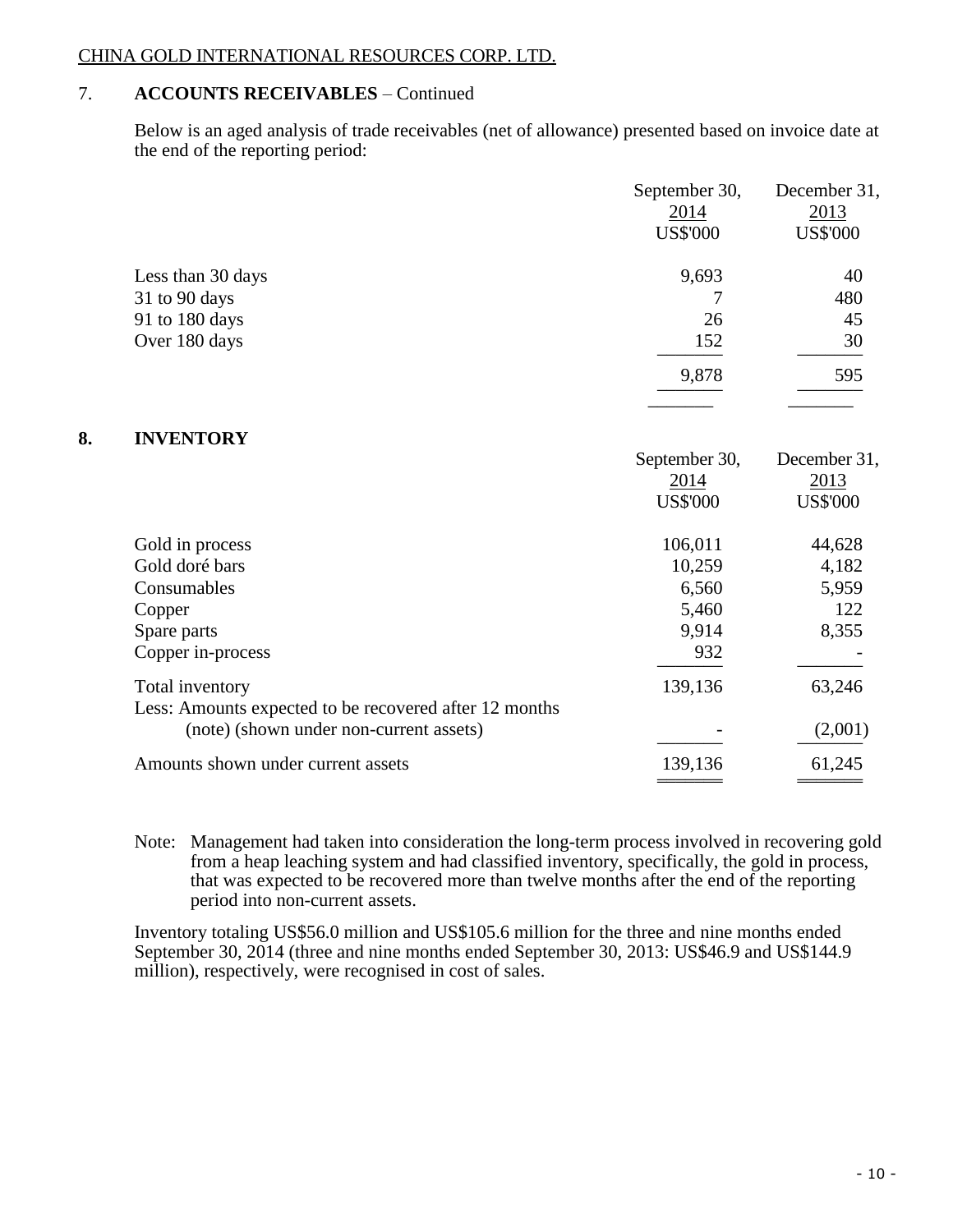CHINA GOLD INTERNATIONAL RESOURCES CORP. LTD.

## 7. ACCOUNTS RECEIVABLES – Continued

Below is an aged analysis of trade receivables (net of allowance) presented based on invoice date at the end of the reporting period:

| | September 30, 2014 US$'000 | December 31, 2013 US$'000 |
|---|---|---|
| Less than 30 days | 9,693 | 40 |
| 31 to 90 days | 7 | 480 |
| 91 to 180 days | 26 | 45 |
| Over 180 days | 152 | 30 |
| | 9,878 | 595 |

## 8. INVENTORY

| | September 30, 2014 US$'000 | December 31, 2013 US$'000 |
|---|---|---|
| Gold in process | 106,011 | 44,628 |
| Gold doré bars | 10,259 | 4,182 |
| Consumables | 6,560 | 5,959 |
| Copper | 5,460 | 122 |
| Spare parts | 9,914 | 8,355 |
| Copper in-process | 932 | - |
| Total inventory | 139,136 | 63,246 |
| Less: Amounts expected to be recovered after 12 months (note) (shown under non-current assets) | - | (2,001) |
| Amounts shown under current assets | 139,136 | 61,245 |

Note: Management had taken into consideration the long-term process involved in recovering gold from a heap leaching system and had classified inventory, specifically, the gold in process, that was expected to be recovered more than twelve months after the end of the reporting period into non-current assets.

Inventory totaling US$56.0 million and US$105.6 million for the three and nine months ended September 30, 2014 (three and nine months ended September 30, 2013: US$46.9 and US$144.9 million), respectively, were recognised in cost of sales.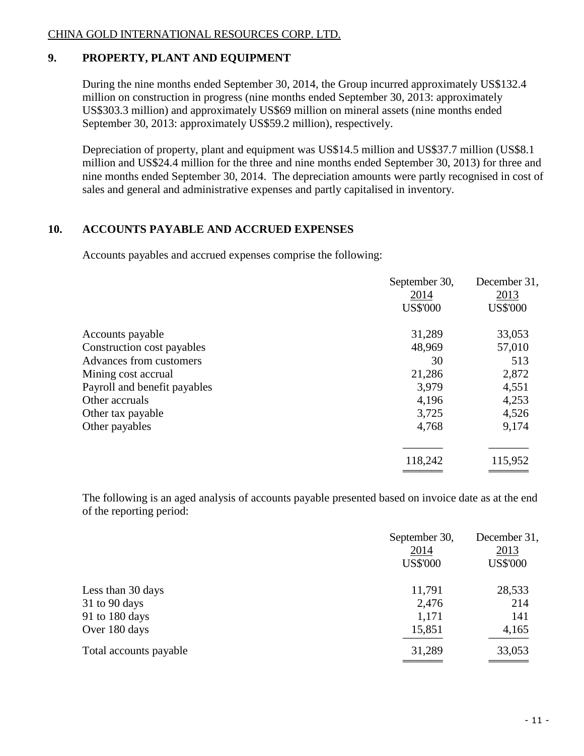## 9. PROPERTY, PLANT AND EQUIPMENT

During the nine months ended September 30, 2014, the Group incurred approximately US$132.4 million on construction in progress (nine months ended September 30, 2013: approximately US$303.3 million) and approximately US$69 million on mineral assets (nine months ended September 30, 2013: approximately US$59.2 million), respectively.

Depreciation of property, plant and equipment was US$14.5 million and US$37.7 million (US$8.1 million and US$24.4 million for the three and nine months ended September 30, 2013) for three and nine months ended September 30, 2014. The depreciation amounts were partly recognised in cost of sales and general and administrative expenses and partly capitalised in inventory.

## 10. ACCOUNTS PAYABLE AND ACCRUED EXPENSES

Accounts payables and accrued expenses comprise the following:

| | September 30, 2014 US$'000 | December 31, 2013 US$'000 |
|---|---|---|
| Accounts payable | 31,289 | 33,053 |
| Construction cost payables | 48,969 | 57,010 |
| Advances from customers | 30 | 513 |
| Mining cost accrual | 21,286 | 2,872 |
| Payroll and benefit payables | 3,979 | 4,551 |
| Other accruals | 4,196 | 4,253 |
| Other tax payable | 3,725 | 4,526 |
| Other payables | 4,768 | 9,174 |
| | 118,242 | 115,952 |

The following is an aged analysis of accounts payable presented based on invoice date as at the end of the reporting period:

| | September 30, 2014 US$'000 | December 31, 2013 US$'000 |
|---|---|---|
| Less than 30 days | 11,791 | 28,533 |
| 31 to 90 days | 2,476 | 214 |
| 91 to 180 days | 1,171 | 141 |
| Over 180 days | 15,851 | 4,165 |
| Total accounts payable | 31,289 | 33,053 |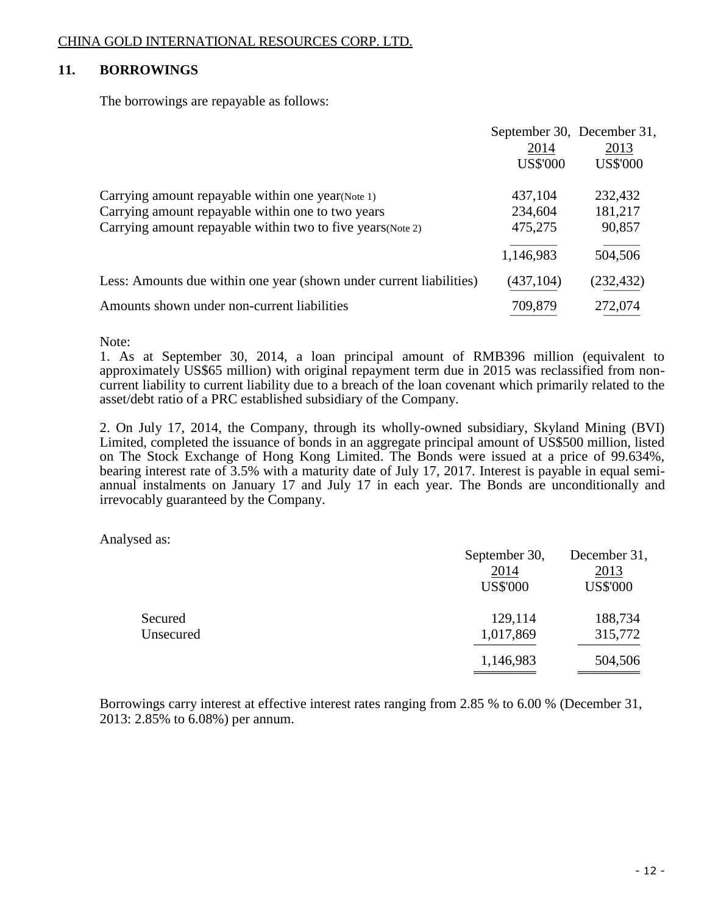CHINA GOLD INTERNATIONAL RESOURCES CORP. LTD.

## 11. BORROWINGS

The borrowings are repayable as follows:

| | September 30, 2014 US$'000 | December 31, 2013 US$'000 |
|---|---|---|
| Carrying amount repayable within one year(Note 1) | 437,104 | 232,432 |
| Carrying amount repayable within one to two years | 234,604 | 181,217 |
| Carrying amount repayable within two to five years(Note 2) | 475,275 | 90,857 |
| | 1,146,983 | 504,506 |
| Less: Amounts due within one year (shown under current liabilities) | (437,104) | (232,432) |
| Amounts shown under non-current liabilities | 709,879 | 272,074 |

Note:

1. As at September 30, 2014, a loan principal amount of RMB396 million (equivalent to approximately US$65 million) with original repayment term due in 2015 was reclassified from non-current liability to current liability due to a breach of the loan covenant which primarily related to the asset/debt ratio of a PRC established subsidiary of the Company.

2. On July 17, 2014, the Company, through its wholly-owned subsidiary, Skyland Mining (BVI) Limited, completed the issuance of bonds in an aggregate principal amount of US$500 million, listed on The Stock Exchange of Hong Kong Limited. The Bonds were issued at a price of 99.634%, bearing interest rate of 3.5% with a maturity date of July 17, 2017. Interest is payable in equal semi-annual instalments on January 17 and July 17 in each year. The Bonds are unconditionally and irrevocably guaranteed by the Company.

Analysed as:

| | September 30, 2014 US$'000 | December 31, 2013 US$'000 |
|---|---|---|
| Secured | 129,114 | 188,734 |
| Unsecured | 1,017,869 | 315,772 |
| | 1,146,983 | 504,506 |

Borrowings carry interest at effective interest rates ranging from 2.85 % to 6.00 % (December 31, 2013: 2.85% to 6.08%) per annum.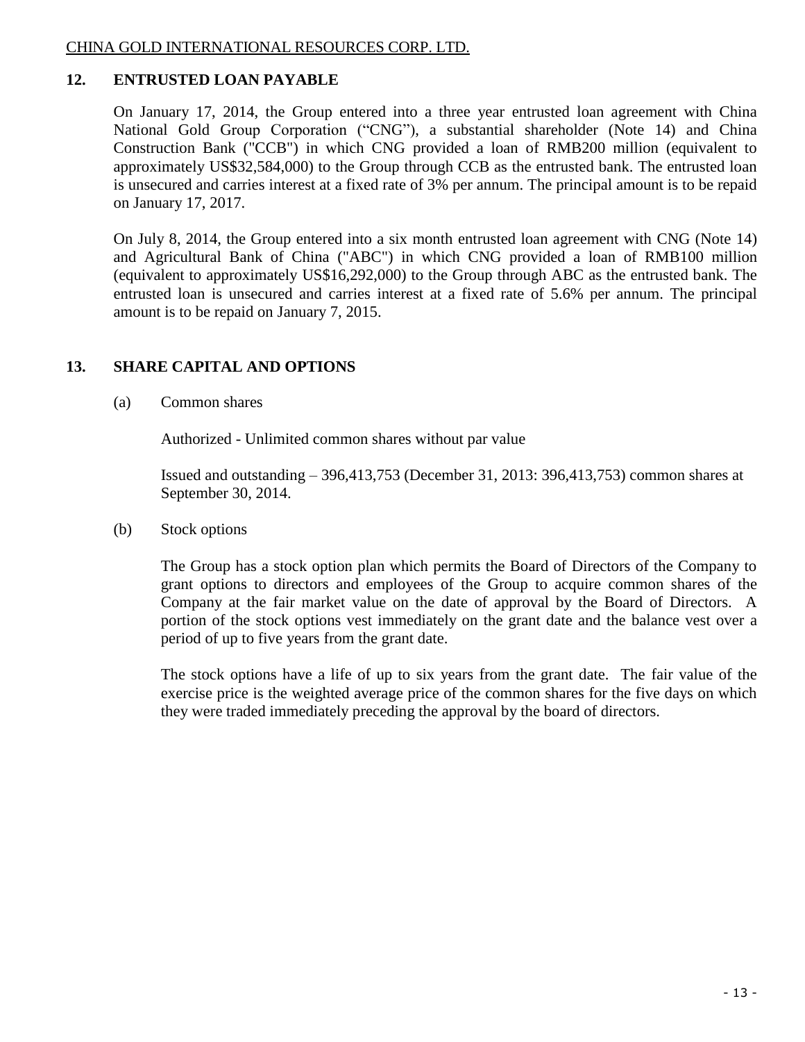## 12. ENTRUSTED LOAN PAYABLE

On January 17, 2014, the Group entered into a three year entrusted loan agreement with China National Gold Group Corporation ("CNG"), a substantial shareholder (Note 14) and China Construction Bank ("CCB") in which CNG provided a loan of RMB200 million (equivalent to approximately US$32,584,000) to the Group through CCB as the entrusted bank. The entrusted loan is unsecured and carries interest at a fixed rate of 3% per annum. The principal amount is to be repaid on January 17, 2017.

On July 8, 2014, the Group entered into a six month entrusted loan agreement with CNG (Note 14) and Agricultural Bank of China ("ABC") in which CNG provided a loan of RMB100 million (equivalent to approximately US$16,292,000) to the Group through ABC as the entrusted bank. The entrusted loan is unsecured and carries interest at a fixed rate of 5.6% per annum. The principal amount is to be repaid on January 7, 2015.

## 13. SHARE CAPITAL AND OPTIONS

(a) Common shares

Authorized - Unlimited common shares without par value

Issued and outstanding – 396,413,753 (December 31, 2013: 396,413,753) common shares at September 30, 2014.

(b) Stock options

The Group has a stock option plan which permits the Board of Directors of the Company to grant options to directors and employees of the Group to acquire common shares of the Company at the fair market value on the date of approval by the Board of Directors. A portion of the stock options vest immediately on the grant date and the balance vest over a period of up to five years from the grant date.

The stock options have a life of up to six years from the grant date. The fair value of the exercise price is the weighted average price of the common shares for the five days on which they were traded immediately preceding the approval by the board of directors.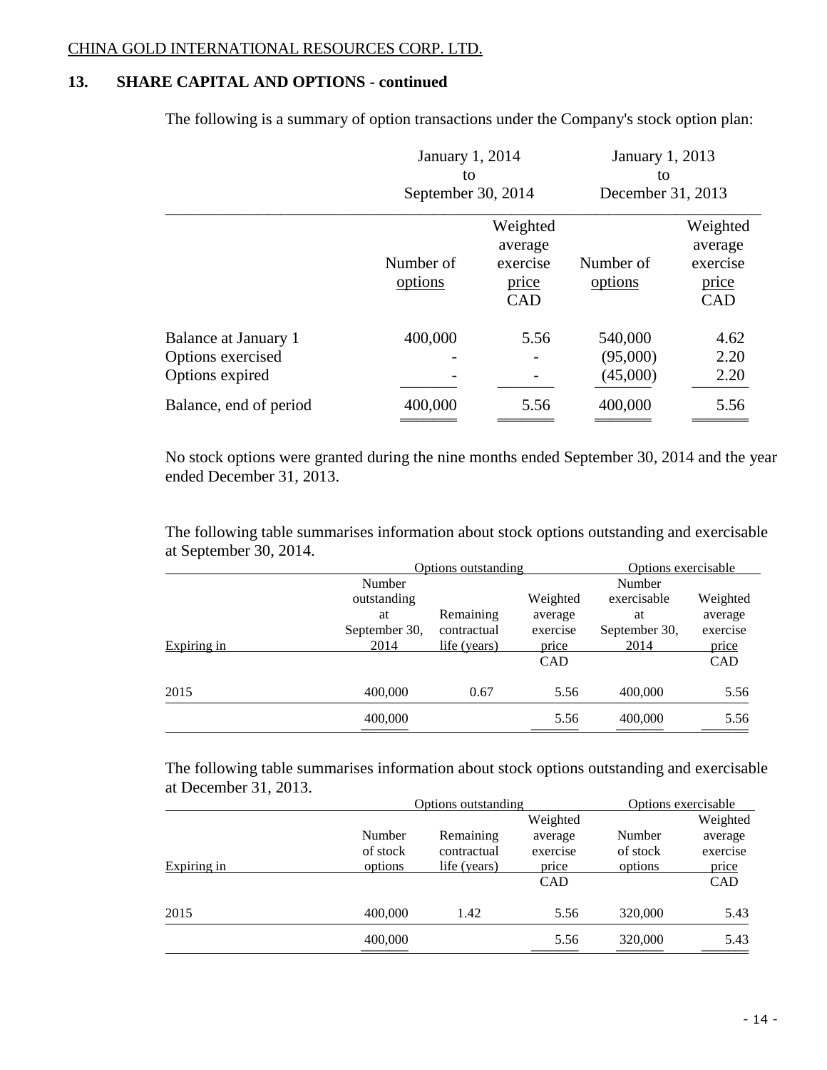## 13. SHARE CAPITAL AND OPTIONS - continued

The following is a summary of option transactions under the Company's stock option plan:

| | January 1, 2014 to September 30, 2014 | | January 1, 2013 to December 31, 2013 | |
|---|---|---|---|---|
| | Number of options | Weighted average exercise price CAD | Number of options | Weighted average exercise price CAD |
| Balance at January 1 | 400,000 | 5.56 | 540,000 | 4.62 |
| Options exercised | - | - | (95,000) | 2.20 |
| Options expired | - | - | (45,000) | 2.20 |
| Balance, end of period | 400,000 | 5.56 | 400,000 | 5.56 |

No stock options were granted during the nine months ended September 30, 2014 and the year ended December 31, 2013.

The following table summarises information about stock options outstanding and exercisable at September 30, 2014.

| | Options outstanding | | | Options exercisable | |
|---|---|---|---|---|---|
| Expiring in | Number outstanding at September 30, 2014 | Remaining contractual life (years) | Weighted average exercise price CAD | Number exercisable at September 30, 2014 | Weighted average exercise price CAD |
| 2015 | 400,000 | 0.67 | 5.56 | 400,000 | 5.56 |
| | 400,000 | | 5.56 | 400,000 | 5.56 |

The following table summarises information about stock options outstanding and exercisable at December 31, 2013.

| | Options outstanding | | | Options exercisable | |
|---|---|---|---|---|---|
| Expiring in | Number of stock options | Remaining contractual life (years) | Weighted average exercise price CAD | Number of stock options | Weighted average exercise price CAD |
| 2015 | 400,000 | 1.42 | 5.56 | 320,000 | 5.43 |
| | 400,000 | | 5.56 | 320,000 | 5.43 |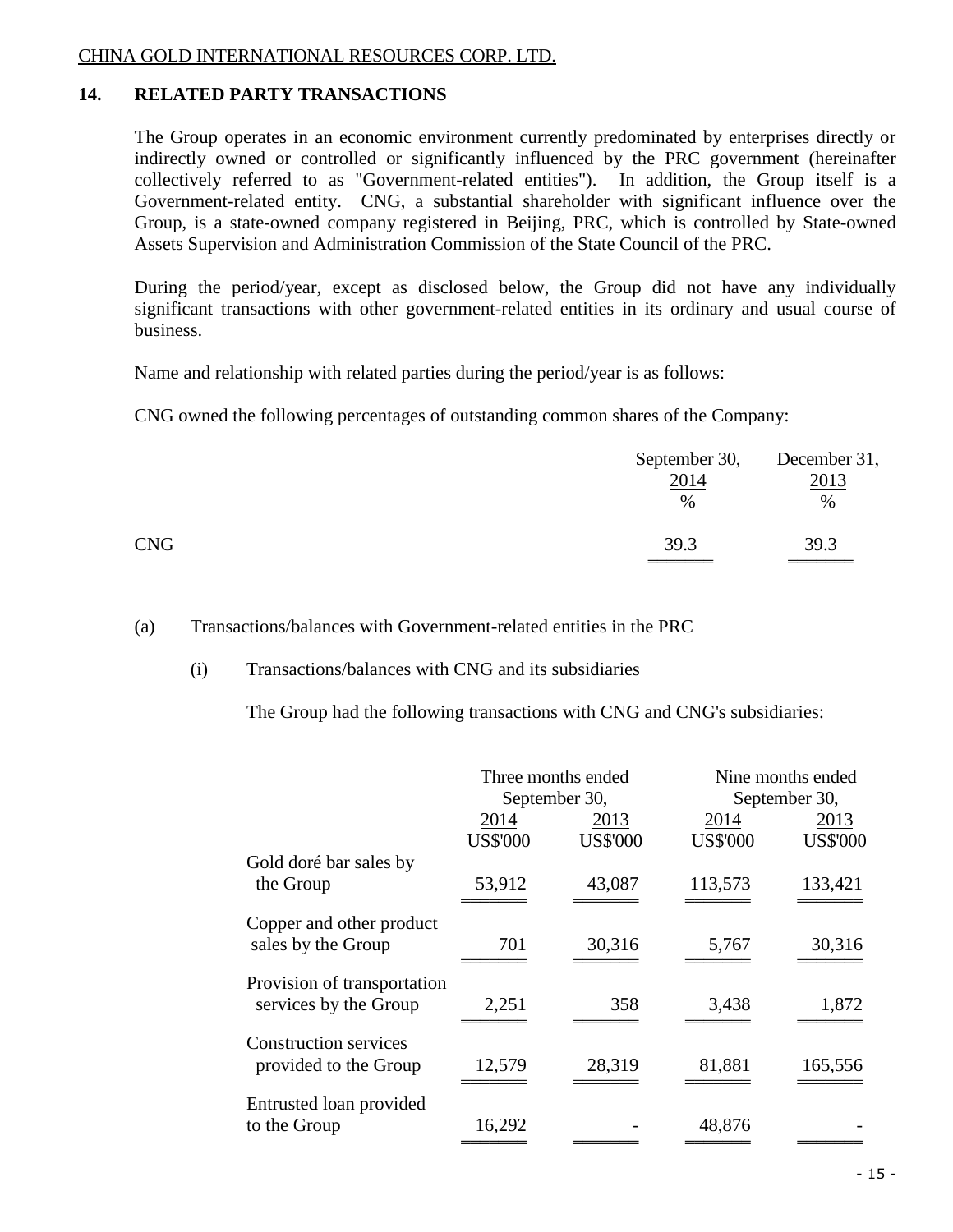CHINA GOLD INTERNATIONAL RESOURCES CORP. LTD.

## 14. RELATED PARTY TRANSACTIONS

The Group operates in an economic environment currently predominated by enterprises directly or indirectly owned or controlled or significantly influenced by the PRC government (hereinafter collectively referred to as "Government-related entities"). In addition, the Group itself is a Government-related entity. CNG, a substantial shareholder with significant influence over the Group, is a state-owned company registered in Beijing, PRC, which is controlled by State-owned Assets Supervision and Administration Commission of the State Council of the PRC.

During the period/year, except as disclosed below, the Group did not have any individually significant transactions with other government-related entities in its ordinary and usual course of business.

Name and relationship with related parties during the period/year is as follows:

CNG owned the following percentages of outstanding common shares of the Company:

| | September 30, 2014 | December 31, 2013 |
|---|---|---|
| | % | % |
| CNG | 39.3 | 39.3 |

(a) Transactions/balances with Government-related entities in the PRC

(i) Transactions/balances with CNG and its subsidiaries

The Group had the following transactions with CNG and CNG's subsidiaries:

| | Three months ended September 30, | | Nine months ended September 30, | |
|---|---|---|---|---|
| | 2014 | 2013 | 2014 | 2013 |
| | US$'000 | US$'000 | US$'000 | US$'000 |
| Gold doré bar sales by the Group | 53,912 | 43,087 | 113,573 | 133,421 |
| Copper and other product sales by the Group | 701 | 30,316 | 5,767 | 30,316 |
| Provision of transportation services by the Group | 2,251 | 358 | 3,438 | 1,872 |
| Construction services provided to the Group | 12,579 | 28,319 | 81,881 | 165,556 |
| Entrusted loan provided to the Group | 16,292 | - | 48,876 | - |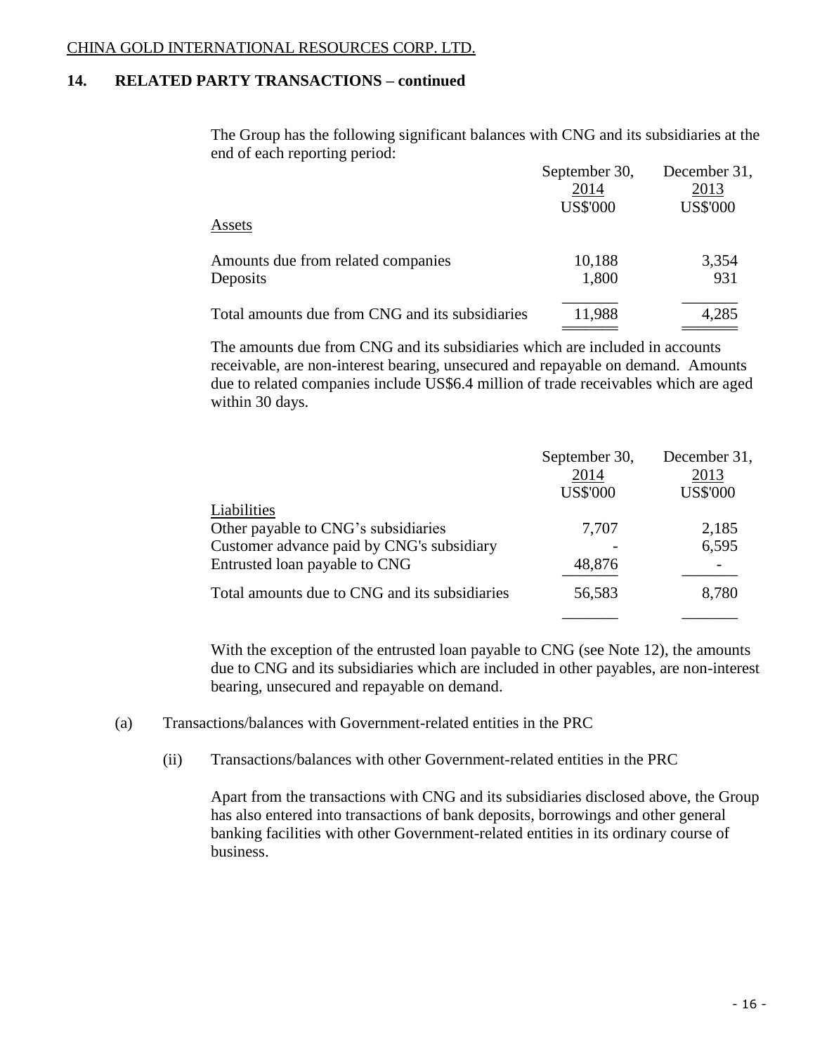CHINA GOLD INTERNATIONAL RESOURCES CORP. LTD.

## 14. RELATED PARTY TRANSACTIONS – continued

The Group has the following significant balances with CNG and its subsidiaries at the end of each reporting period:

| | September 30, 2014 US$'000 | December 31, 2013 US$'000 |
|---|---|---|
| Assets | | |
| Amounts due from related companies | 10,188 | 3,354 |
| Deposits | 1,800 | 931 |
| Total amounts due from CNG and its subsidiaries | 11,988 | 4,285 |

The amounts due from CNG and its subsidiaries which are included in accounts receivable, are non-interest bearing, unsecured and repayable on demand. Amounts due to related companies include US$6.4 million of trade receivables which are aged within 30 days.

| | September 30, 2014 US$'000 | December 31, 2013 US$'000 |
|---|---|---|
| Liabilities | | |
| Other payable to CNG's subsidiaries | 7,707 | 2,185 |
| Customer advance paid by CNG's subsidiary | - | 6,595 |
| Entrusted loan payable to CNG | 48,876 | - |
| Total amounts due to CNG and its subsidiaries | 56,583 | 8,780 |

With the exception of the entrusted loan payable to CNG (see Note 12), the amounts due to CNG and its subsidiaries which are included in other payables, are non-interest bearing, unsecured and repayable on demand.

(a) Transactions/balances with Government-related entities in the PRC

(ii) Transactions/balances with other Government-related entities in the PRC

Apart from the transactions with CNG and its subsidiaries disclosed above, the Group has also entered into transactions of bank deposits, borrowings and other general banking facilities with other Government-related entities in its ordinary course of business.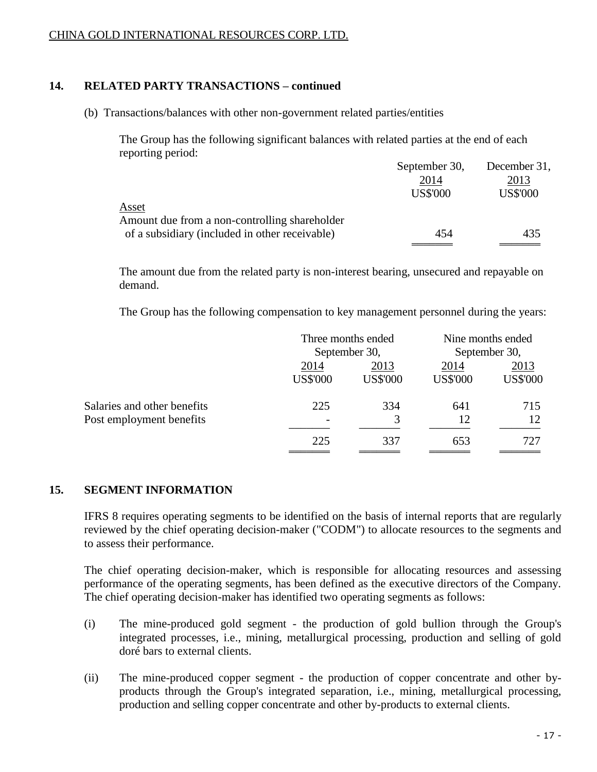## 14. RELATED PARTY TRANSACTIONS – continued

(b) Transactions/balances with other non-government related parties/entities

The Group has the following significant balances with related parties at the end of each reporting period:

| | September 30, 2014 US$'000 | December 31, 2013 US$'000 |
|---|---|---|
| Asset | | |
| Amount due from a non-controlling shareholder of a subsidiary (included in other receivable) | 454 | 435 |

The amount due from the related party is non-interest bearing, unsecured and repayable on demand.

The Group has the following compensation to key management personnel during the years:

| | Three months ended September 30, | | Nine months ended September 30, | |
|---|---|---|---|---|
| | 2014 US$'000 | 2013 US$'000 | 2014 US$'000 | 2013 US$'000 |
| Salaries and other benefits | 225 | 334 | 641 | 715 |
| Post employment benefits | - | 3 | 12 | 12 |
| | 225 | 337 | 653 | 727 |

## 15. SEGMENT INFORMATION

IFRS 8 requires operating segments to be identified on the basis of internal reports that are regularly reviewed by the chief operating decision-maker ("CODM") to allocate resources to the segments and to assess their performance.

The chief operating decision-maker, which is responsible for allocating resources and assessing performance of the operating segments, has been defined as the executive directors of the Company. The chief operating decision-maker has identified two operating segments as follows:

(i) The mine-produced gold segment - the production of gold bullion through the Group's integrated processes, i.e., mining, metallurgical processing, production and selling of gold doré bars to external clients.

(ii) The mine-produced copper segment - the production of copper concentrate and other by-products through the Group's integrated separation, i.e., mining, metallurgical processing, production and selling copper concentrate and other by-products to external clients.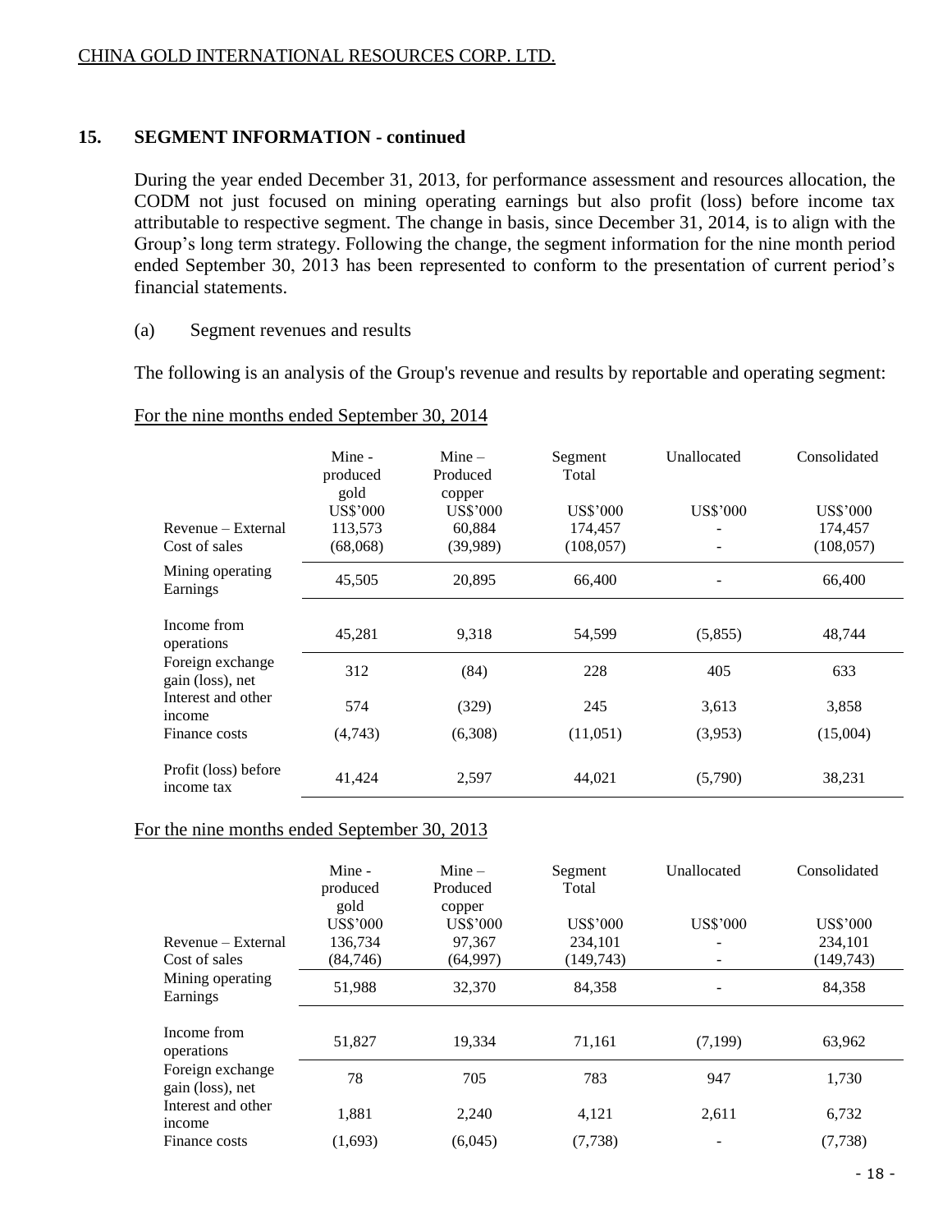CHINA GOLD INTERNATIONAL RESOURCES CORP. LTD.

## 15. SEGMENT INFORMATION - continued

During the year ended December 31, 2013, for performance assessment and resources allocation, the CODM not just focused on mining operating earnings but also profit (loss) before income tax attributable to respective segment. The change in basis, since December 31, 2014, is to align with the Group's long term strategy. Following the change, the segment information for the nine month period ended September 30, 2013 has been represented to conform to the presentation of current period's financial statements.

(a) Segment revenues and results

The following is an analysis of the Group's revenue and results by reportable and operating segment:

For the nine months ended September 30, 2014

| | Mine - produced gold | Mine – Produced copper | Segment Total | Unallocated | Consolidated |
|---|---|---|---|---|---|
| | US$'000 | US$'000 | US$'000 | US$'000 | US$'000 |
| Revenue – External | 113,573 | 60,884 | 174,457 | - | 174,457 |
| Cost of sales | (68,068) | (39,989) | (108,057) | - | (108,057) |
| Mining operating Earnings | 45,505 | 20,895 | 66,400 | - | 66,400 |
| Income from operations | 45,281 | 9,318 | 54,599 | (5,855) | 48,744 |
| Foreign exchange gain (loss), net | 312 | (84) | 228 | 405 | 633 |
| Interest and other income | 574 | (329) | 245 | 3,613 | 3,858 |
| Finance costs | (4,743) | (6,308) | (11,051) | (3,953) | (15,004) |
| Profit (loss) before income tax | 41,424 | 2,597 | 44,021 | (5,790) | 38,231 |

For the nine months ended September 30, 2013

| | Mine - produced gold | Mine – Produced copper | Segment Total | Unallocated | Consolidated |
|---|---|---|---|---|---|
| | US$'000 | US$'000 | US$'000 | US$'000 | US$'000 |
| Revenue – External | 136,734 | 97,367 | 234,101 | - | 234,101 |
| Cost of sales | (84,746) | (64,997) | (149,743) | - | (149,743) |
| Mining operating Earnings | 51,988 | 32,370 | 84,358 | - | 84,358 |
| Income from operations | 51,827 | 19,334 | 71,161 | (7,199) | 63,962 |
| Foreign exchange gain (loss), net | 78 | 705 | 783 | 947 | 1,730 |
| Interest and other income | 1,881 | 2,240 | 4,121 | 2,611 | 6,732 |
| Finance costs | (1,693) | (6,045) | (7,738) | - | (7,738) |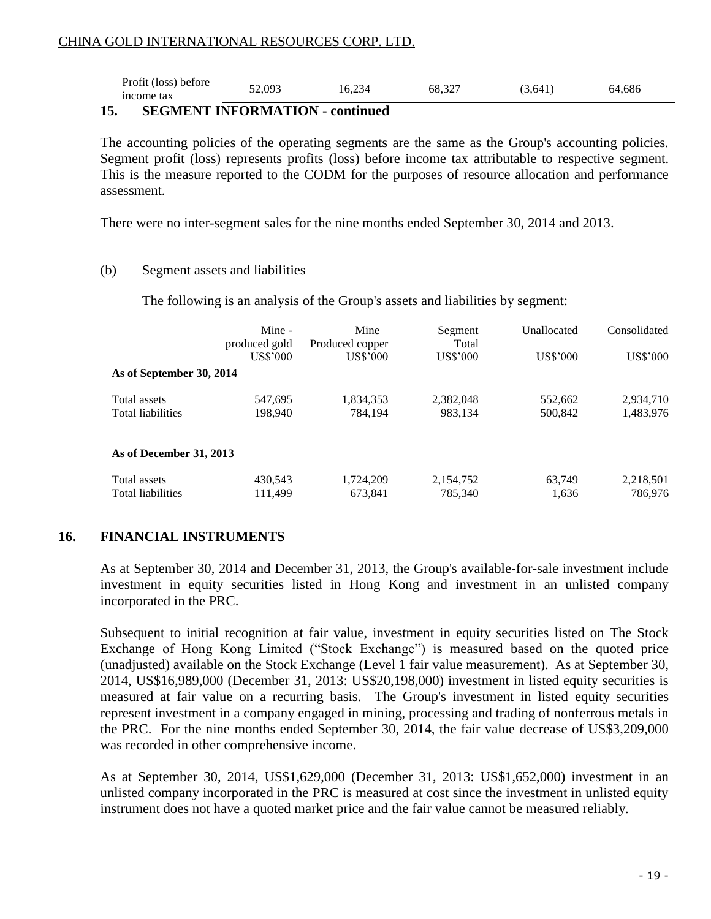| Profit (loss) before income tax | 52,093 | 16,234 | 68,327 | (3,641) | 64,686 |
|---|---|---|---|---|---|

## 15. SEGMENT INFORMATION - continued

The accounting policies of the operating segments are the same as the Group's accounting policies. Segment profit (loss) represents profits (loss) before income tax attributable to respective segment. This is the measure reported to the CODM for the purposes of resource allocation and performance assessment.

There were no inter-segment sales for the nine months ended September 30, 2014 and 2013.

(b) Segment assets and liabilities

The following is an analysis of the Group's assets and liabilities by segment:

| | Mine - produced gold | Mine – Produced copper | Segment Total | Unallocated | Consolidated |
|---|---|---|---|---|---|
| | US$'000 | US$'000 | US$'000 | US$'000 | US$'000 |
| **As of September 30, 2014** | | | | | |
| Total assets | 547,695 | 1,834,353 | 2,382,048 | 552,662 | 2,934,710 |
| Total liabilities | 198,940 | 784,194 | 983,134 | 500,842 | 1,483,976 |
| **As of December 31, 2013** | | | | | |
| Total assets | 430,543 | 1,724,209 | 2,154,752 | 63,749 | 2,218,501 |
| Total liabilities | 111,499 | 673,841 | 785,340 | 1,636 | 786,976 |

## 16. FINANCIAL INSTRUMENTS

As at September 30, 2014 and December 31, 2013, the Group's available-for-sale investment include investment in equity securities listed in Hong Kong and investment in an unlisted company incorporated in the PRC.

Subsequent to initial recognition at fair value, investment in equity securities listed on The Stock Exchange of Hong Kong Limited ("Stock Exchange") is measured based on the quoted price (unadjusted) available on the Stock Exchange (Level 1 fair value measurement). As at September 30, 2014, US$16,989,000 (December 31, 2013: US$20,198,000) investment in listed equity securities is measured at fair value on a recurring basis. The Group's investment in listed equity securities represent investment in a company engaged in mining, processing and trading of nonferrous metals in the PRC. For the nine months ended September 30, 2014, the fair value decrease of US$3,209,000 was recorded in other comprehensive income.

As at September 30, 2014, US$1,629,000 (December 31, 2013: US$1,652,000) investment in an unlisted company incorporated in the PRC is measured at cost since the investment in unlisted equity instrument does not have a quoted market price and the fair value cannot be measured reliably.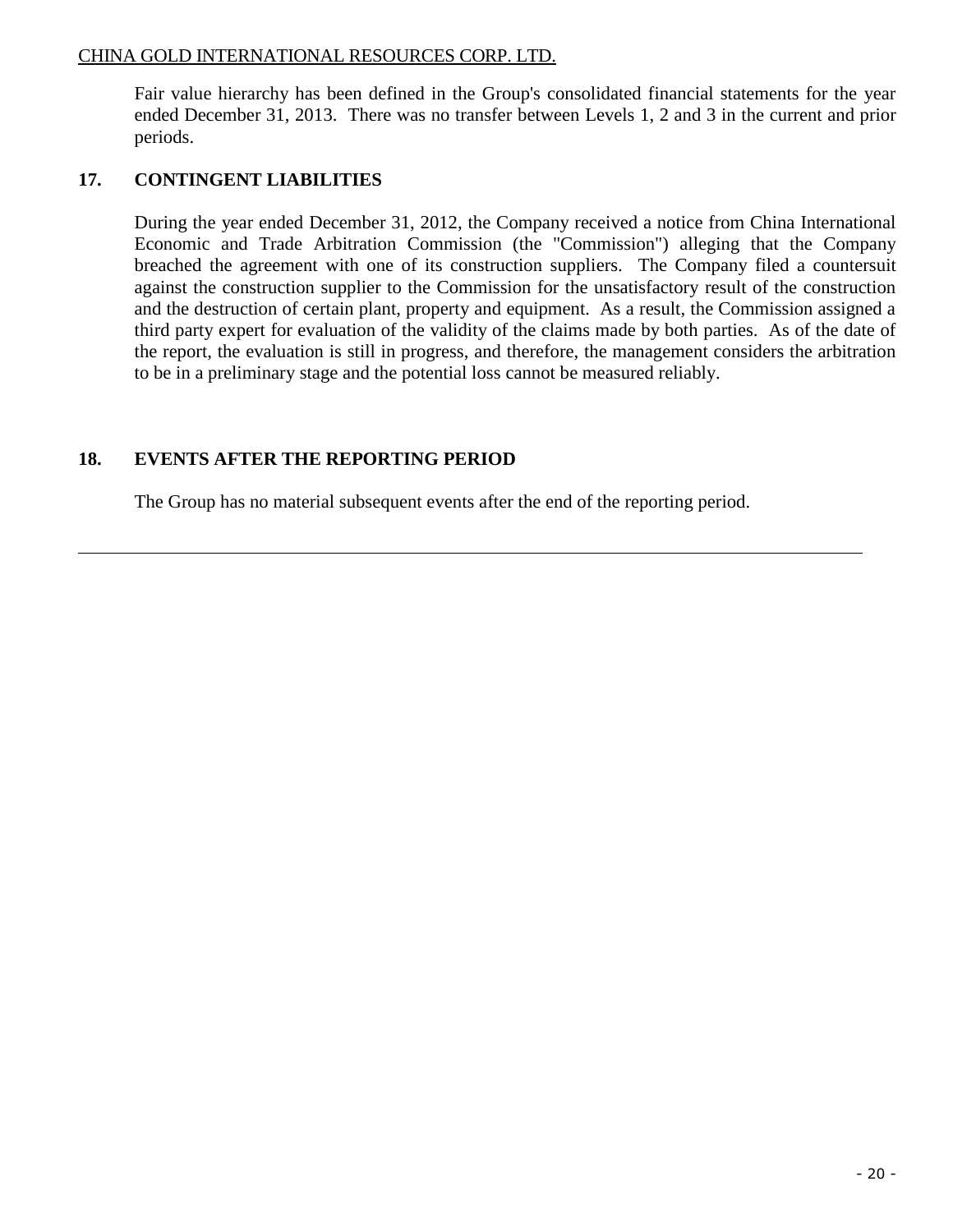Fair value hierarchy has been defined in the Group's consolidated financial statements for the year ended December 31, 2013. There was no transfer between Levels 1, 2 and 3 in the current and prior periods.

## 17. CONTINGENT LIABILITIES

During the year ended December 31, 2012, the Company received a notice from China International Economic and Trade Arbitration Commission (the "Commission") alleging that the Company breached the agreement with one of its construction suppliers. The Company filed a countersuit against the construction supplier to the Commission for the unsatisfactory result of the construction and the destruction of certain plant, property and equipment. As a result, the Commission assigned a third party expert for evaluation of the validity of the claims made by both parties. As of the date of the report, the evaluation is still in progress, and therefore, the management considers the arbitration to be in a preliminary stage and the potential loss cannot be measured reliably.

## 18. EVENTS AFTER THE REPORTING PERIOD

The Group has no material subsequent events after the end of the reporting period.